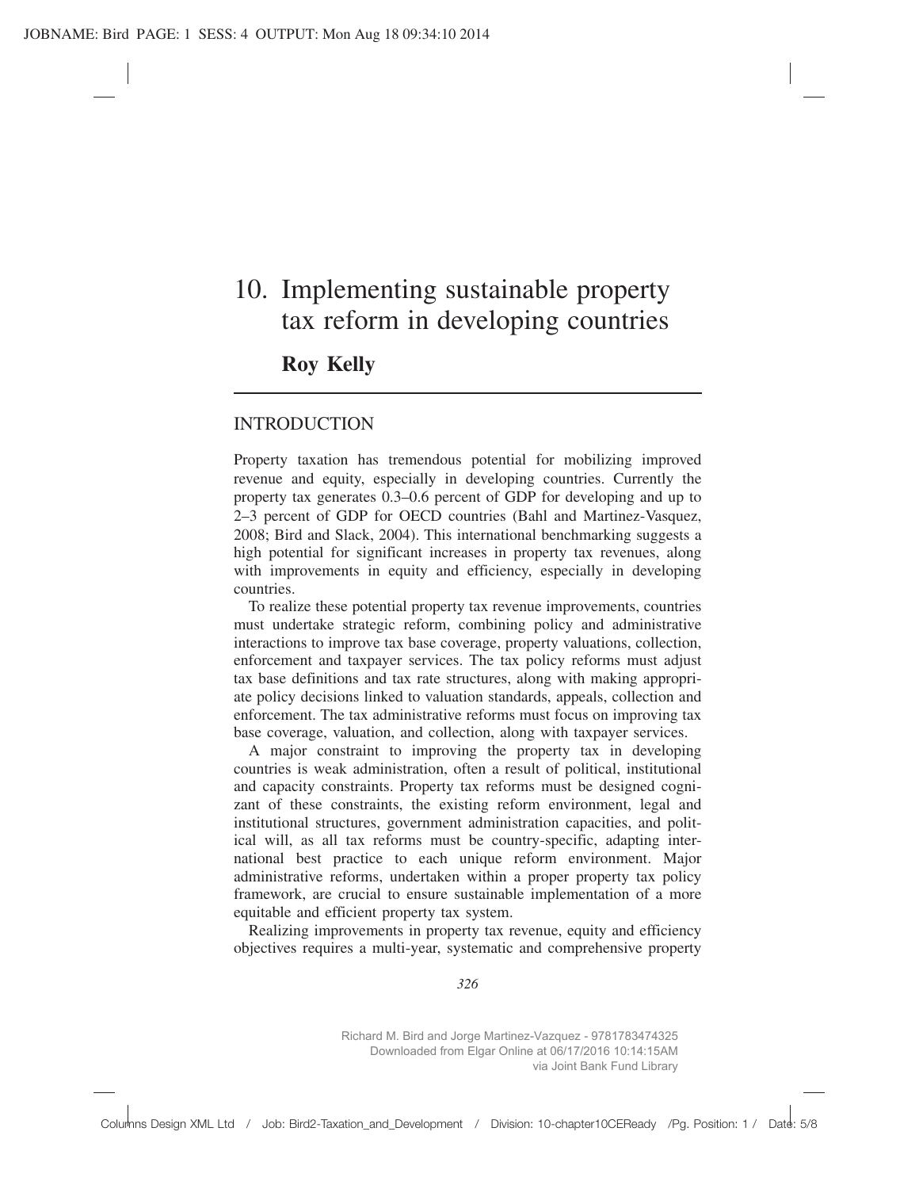# 10. Implementing sustainable property tax reform in developing countries

**Roy Kelly**

## INTRODUCTION

Property taxation has tremendous potential for mobilizing improved revenue and equity, especially in developing countries. Currently the property tax generates 0.3–0.6 percent of GDP for developing and up to 2–3 percent of GDP for OECD countries (Bahl and Martinez-Vasquez, 2008; Bird and Slack, 2004). This international benchmarking suggests a high potential for significant increases in property tax revenues, along with improvements in equity and efficiency, especially in developing countries.

To realize these potential property tax revenue improvements, countries must undertake strategic reform, combining policy and administrative interactions to improve tax base coverage, property valuations, collection, enforcement and taxpayer services. The tax policy reforms must adjust tax base definitions and tax rate structures, along with making appropriate policy decisions linked to valuation standards, appeals, collection and enforcement. The tax administrative reforms must focus on improving tax base coverage, valuation, and collection, along with taxpayer services.

A major constraint to improving the property tax in developing countries is weak administration, often a result of political, institutional and capacity constraints. Property tax reforms must be designed cognizant of these constraints, the existing reform environment, legal and institutional structures, government administration capacities, and political will, as all tax reforms must be country-specific, adapting international best practice to each unique reform environment. Major administrative reforms, undertaken within a proper property tax policy framework, are crucial to ensure sustainable implementation of a more equitable and efficient property tax system.

Realizing improvements in property tax revenue, equity and efficiency objectives requires a multi-year, systematic and comprehensive property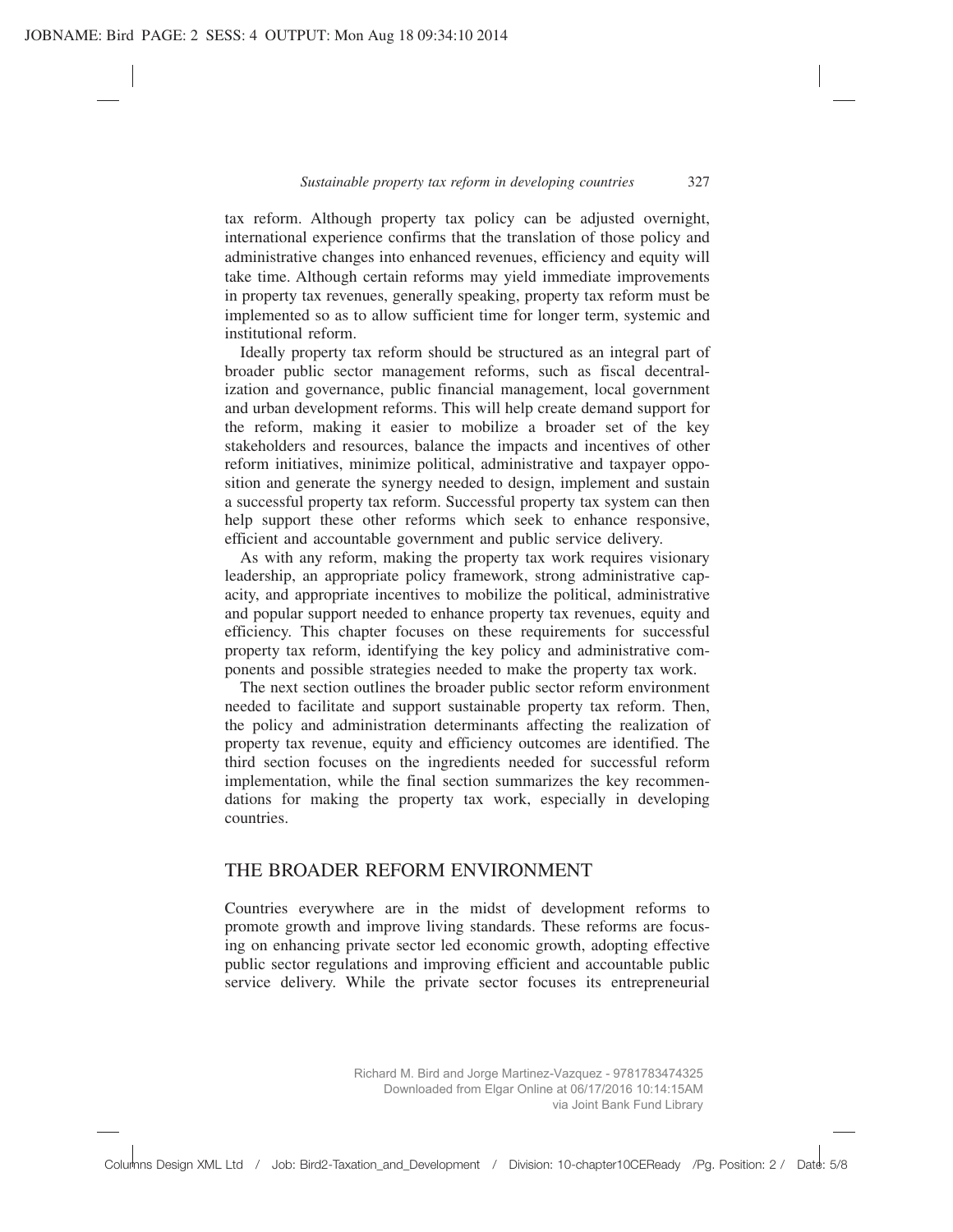tax reform. Although property tax policy can be adjusted overnight, international experience confirms that the translation of those policy and administrative changes into enhanced revenues, efficiency and equity will take time. Although certain reforms may yield immediate improvements in property tax revenues, generally speaking, property tax reform must be implemented so as to allow sufficient time for longer term, systemic and institutional reform.

Ideally property tax reform should be structured as an integral part of broader public sector management reforms, such as fiscal decentralization and governance, public financial management, local government and urban development reforms. This will help create demand support for the reform, making it easier to mobilize a broader set of the key stakeholders and resources, balance the impacts and incentives of other reform initiatives, minimize political, administrative and taxpayer opposition and generate the synergy needed to design, implement and sustain a successful property tax reform. Successful property tax system can then help support these other reforms which seek to enhance responsive, efficient and accountable government and public service delivery.

As with any reform, making the property tax work requires visionary leadership, an appropriate policy framework, strong administrative capacity, and appropriate incentives to mobilize the political, administrative and popular support needed to enhance property tax revenues, equity and efficiency. This chapter focuses on these requirements for successful property tax reform, identifying the key policy and administrative components and possible strategies needed to make the property tax work.

The next section outlines the broader public sector reform environment needed to facilitate and support sustainable property tax reform. Then, the policy and administration determinants affecting the realization of property tax revenue, equity and efficiency outcomes are identified. The third section focuses on the ingredients needed for successful reform implementation, while the final section summarizes the key recommendations for making the property tax work, especially in developing countries.

## THE BROADER REFORM ENVIRONMENT

Countries everywhere are in the midst of development reforms to promote growth and improve living standards. These reforms are focusing on enhancing private sector led economic growth, adopting effective public sector regulations and improving efficient and accountable public service delivery. While the private sector focuses its entrepreneurial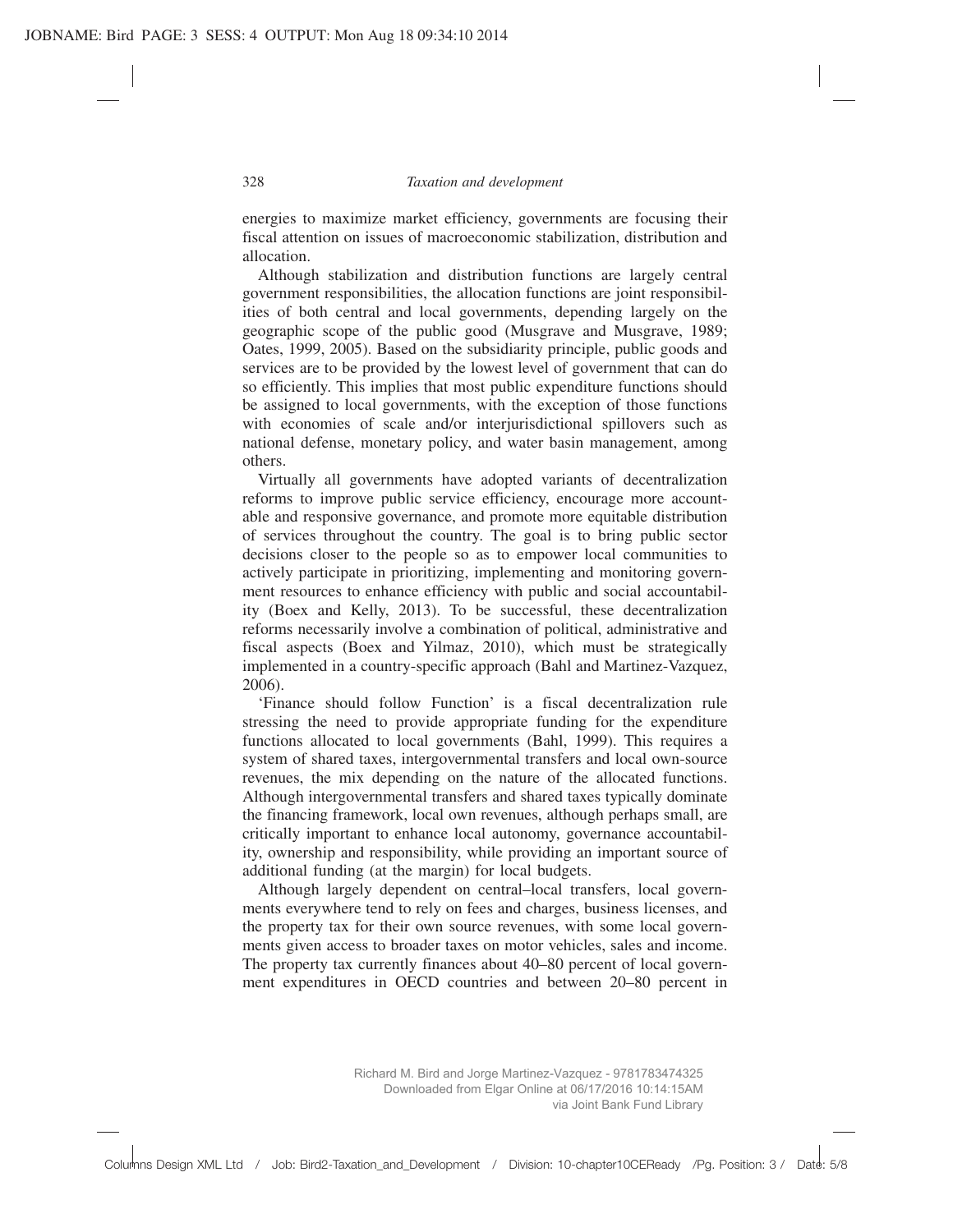energies to maximize market efficiency, governments are focusing their fiscal attention on issues of macroeconomic stabilization, distribution and allocation.

Although stabilization and distribution functions are largely central government responsibilities, the allocation functions are joint responsibilities of both central and local governments, depending largely on the geographic scope of the public good (Musgrave and Musgrave, 1989; Oates, 1999, 2005). Based on the subsidiarity principle, public goods and services are to be provided by the lowest level of government that can do so efficiently. This implies that most public expenditure functions should be assigned to local governments, with the exception of those functions with economies of scale and/or interjurisdictional spillovers such as national defense, monetary policy, and water basin management, among others.

Virtually all governments have adopted variants of decentralization reforms to improve public service efficiency, encourage more accountable and responsive governance, and promote more equitable distribution of services throughout the country. The goal is to bring public sector decisions closer to the people so as to empower local communities to actively participate in prioritizing, implementing and monitoring government resources to enhance efficiency with public and social accountability (Boex and Kelly, 2013). To be successful, these decentralization reforms necessarily involve a combination of political, administrative and fiscal aspects (Boex and Yilmaz, 2010), which must be strategically implemented in a country-specific approach (Bahl and Martinez-Vazquez, 2006).

'Finance should follow Function' is a fiscal decentralization rule stressing the need to provide appropriate funding for the expenditure functions allocated to local governments (Bahl, 1999). This requires a system of shared taxes, intergovernmental transfers and local own-source revenues, the mix depending on the nature of the allocated functions. Although intergovernmental transfers and shared taxes typically dominate the financing framework, local own revenues, although perhaps small, are critically important to enhance local autonomy, governance accountability, ownership and responsibility, while providing an important source of additional funding (at the margin) for local budgets.

Although largely dependent on central–local transfers, local governments everywhere tend to rely on fees and charges, business licenses, and the property tax for their own source revenues, with some local governments given access to broader taxes on motor vehicles, sales and income. The property tax currently finances about 40–80 percent of local government expenditures in OECD countries and between 20–80 percent in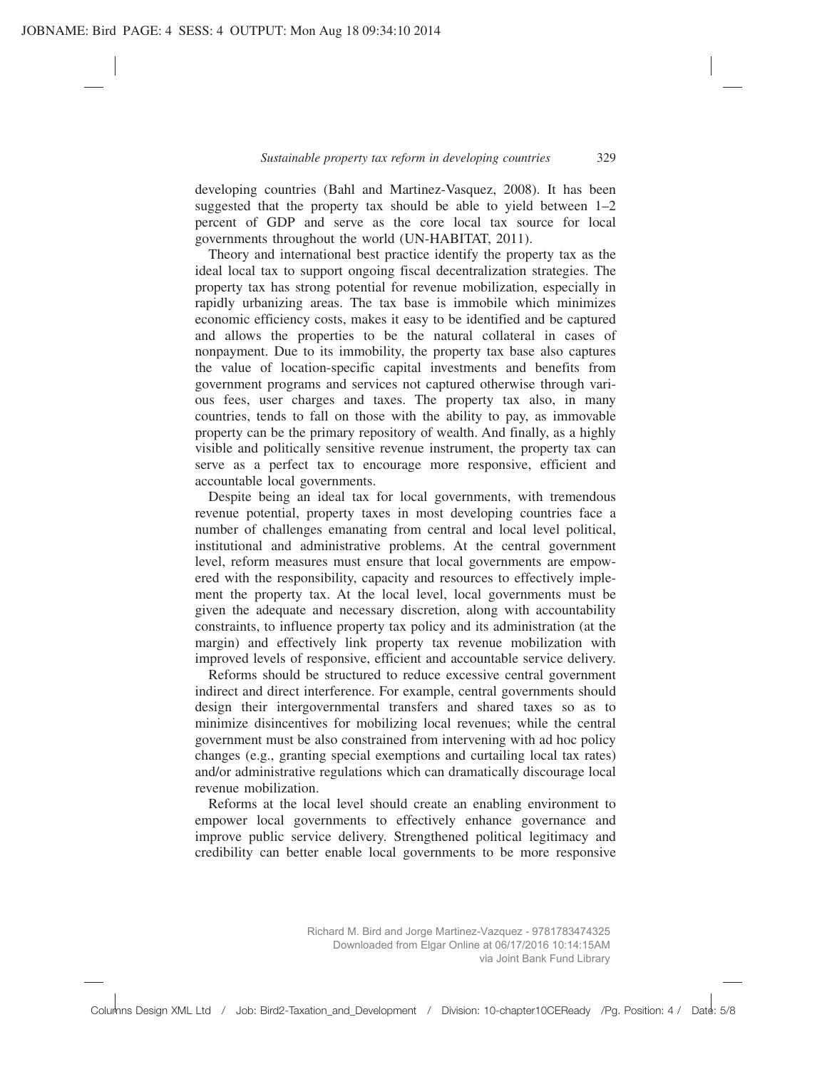developing countries (Bahl and Martinez-Vasquez, 2008). It has been suggested that the property tax should be able to yield between 1–2 percent of GDP and serve as the core local tax source for local governments throughout the world (UN-HABITAT, 2011).

Theory and international best practice identify the property tax as the ideal local tax to support ongoing fiscal decentralization strategies. The property tax has strong potential for revenue mobilization, especially in rapidly urbanizing areas. The tax base is immobile which minimizes economic efficiency costs, makes it easy to be identified and be captured and allows the properties to be the natural collateral in cases of nonpayment. Due to its immobility, the property tax base also captures the value of location-specific capital investments and benefits from government programs and services not captured otherwise through various fees, user charges and taxes. The property tax also, in many countries, tends to fall on those with the ability to pay, as immovable property can be the primary repository of wealth. And finally, as a highly visible and politically sensitive revenue instrument, the property tax can serve as a perfect tax to encourage more responsive, efficient and accountable local governments.

Despite being an ideal tax for local governments, with tremendous revenue potential, property taxes in most developing countries face a number of challenges emanating from central and local level political, institutional and administrative problems. At the central government level, reform measures must ensure that local governments are empowered with the responsibility, capacity and resources to effectively implement the property tax. At the local level, local governments must be given the adequate and necessary discretion, along with accountability constraints, to influence property tax policy and its administration (at the margin) and effectively link property tax revenue mobilization with improved levels of responsive, efficient and accountable service delivery.

Reforms should be structured to reduce excessive central government indirect and direct interference. For example, central governments should design their intergovernmental transfers and shared taxes so as to minimize disincentives for mobilizing local revenues; while the central government must be also constrained from intervening with ad hoc policy changes (e.g., granting special exemptions and curtailing local tax rates) and/or administrative regulations which can dramatically discourage local revenue mobilization.

Reforms at the local level should create an enabling environment to empower local governments to effectively enhance governance and improve public service delivery. Strengthened political legitimacy and credibility can better enable local governments to be more responsive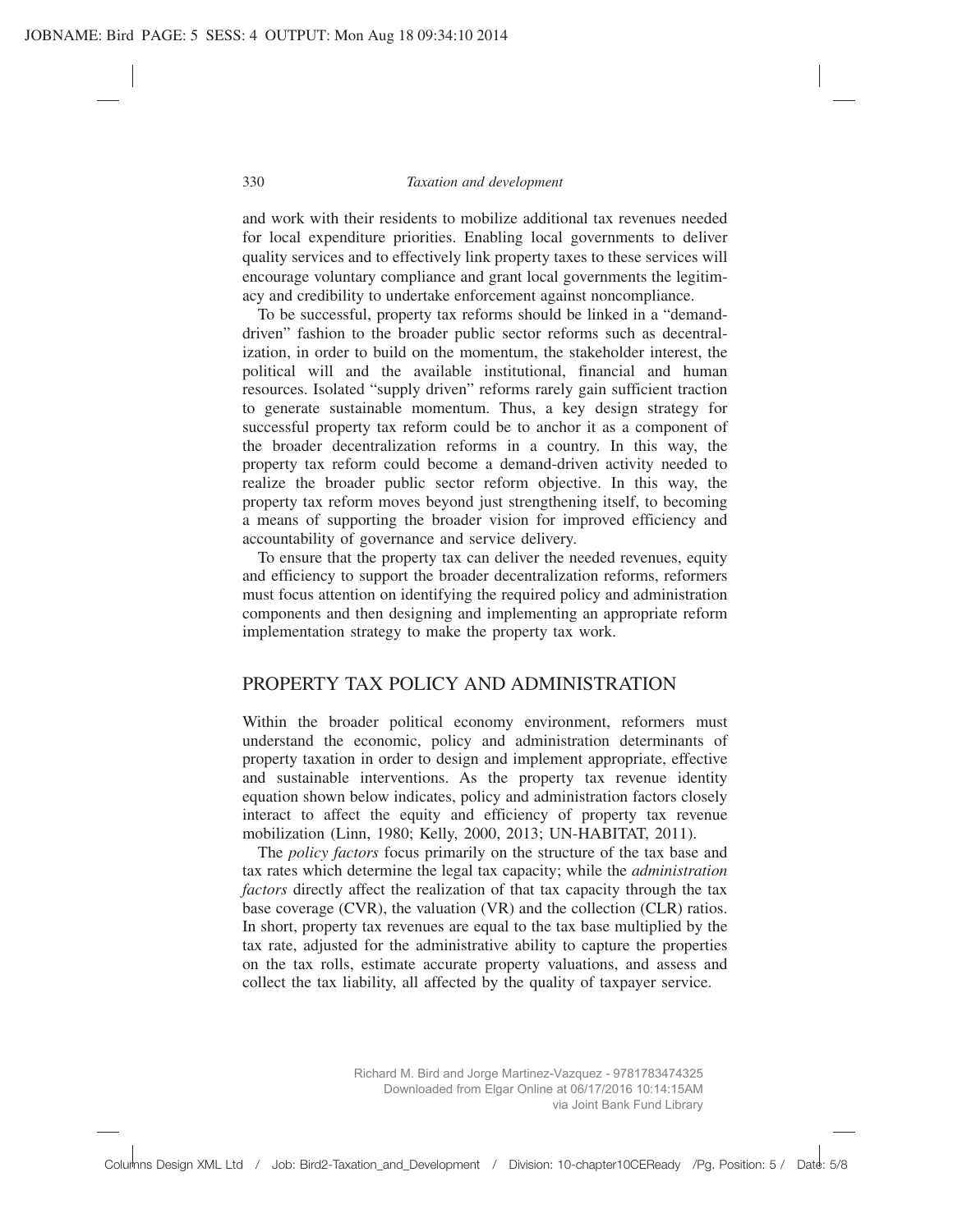and work with their residents to mobilize additional tax revenues needed for local expenditure priorities. Enabling local governments to deliver quality services and to effectively link property taxes to these services will encourage voluntary compliance and grant local governments the legitimacy and credibility to undertake enforcement against noncompliance.

To be successful, property tax reforms should be linked in a "demand-driven" fashion to the broader public sector reforms such as decentralization, in order to build on the momentum, the stakeholder interest, the political will and the available institutional, financial and human resources. Isolated "supply driven" reforms rarely gain sufficient traction to generate sustainable momentum. Thus, a key design strategy for successful property tax reform could be to anchor it as a component of the broader decentralization reforms in a country. In this way, the property tax reform could become a demand-driven activity needed to realize the broader public sector reform objective. In this way, the property tax reform moves beyond just strengthening itself, to becoming a means of supporting the broader vision for improved efficiency and accountability of governance and service delivery.

To ensure that the property tax can deliver the needed revenues, equity and efficiency to support the broader decentralization reforms, reformers must focus attention on identifying the required policy and administration components and then designing and implementing an appropriate reform implementation strategy to make the property tax work.

## PROPERTY TAX POLICY AND ADMINISTRATION

Within the broader political economy environment, reformers must understand the economic, policy and administration determinants of property taxation in order to design and implement appropriate, effective and sustainable interventions. As the property tax revenue identity equation shown below indicates, policy and administration factors closely interact to affect the equity and efficiency of property tax revenue mobilization (Linn, 1980; Kelly, 2000, 2013; UN-HABITAT, 2011).

The *policy factors* focus primarily on the structure of the tax base and tax rates which determine the legal tax capacity; while the *administration factors* directly affect the realization of that tax capacity through the tax base coverage (CVR), the valuation (VR) and the collection (CLR) ratios. In short, property tax revenues are equal to the tax base multiplied by the tax rate, adjusted for the administrative ability to capture the properties on the tax rolls, estimate accurate property valuations, and assess and collect the tax liability, all affected by the quality of taxpayer service.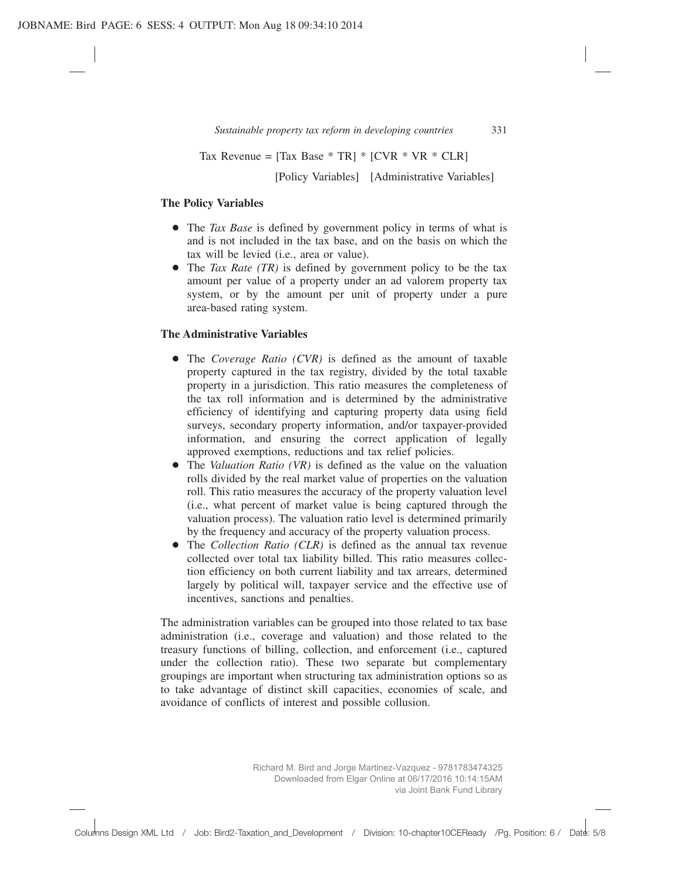Tax Revenue = [Tax Base * TR] * [CVR * VR * CLR]

[Policy Variables] [Administrative Variables]

### The Policy Variables

- The *Tax Base* is defined by government policy in terms of what is and is not included in the tax base, and on the basis on which the tax will be levied (i.e., area or value).
- The *Tax Rate (TR)* is defined by government policy to be the tax amount per value of a property under an ad valorem property tax system, or by the amount per unit of property under a pure area-based rating system.

### The Administrative Variables

- The *Coverage Ratio (CVR)* is defined as the amount of taxable property captured in the tax registry, divided by the total taxable property in a jurisdiction. This ratio measures the completeness of the tax roll information and is determined by the administrative efficiency of identifying and capturing property data using field surveys, secondary property information, and/or taxpayer-provided information, and ensuring the correct application of legally approved exemptions, reductions and tax relief policies.
- The *Valuation Ratio (VR)* is defined as the value on the valuation rolls divided by the real market value of properties on the valuation roll. This ratio measures the accuracy of the property valuation level (i.e., what percent of market value is being captured through the valuation process). The valuation ratio level is determined primarily by the frequency and accuracy of the property valuation process.
- The *Collection Ratio (CLR)* is defined as the annual tax revenue collected over total tax liability billed. This ratio measures collection efficiency on both current liability and tax arrears, determined largely by political will, taxpayer service and the effective use of incentives, sanctions and penalties.

The administration variables can be grouped into those related to tax base administration (i.e., coverage and valuation) and those related to the treasury functions of billing, collection, and enforcement (i.e., captured under the collection ratio). These two separate but complementary groupings are important when structuring tax administration options so as to take advantage of distinct skill capacities, economies of scale, and avoidance of conflicts of interest and possible collusion.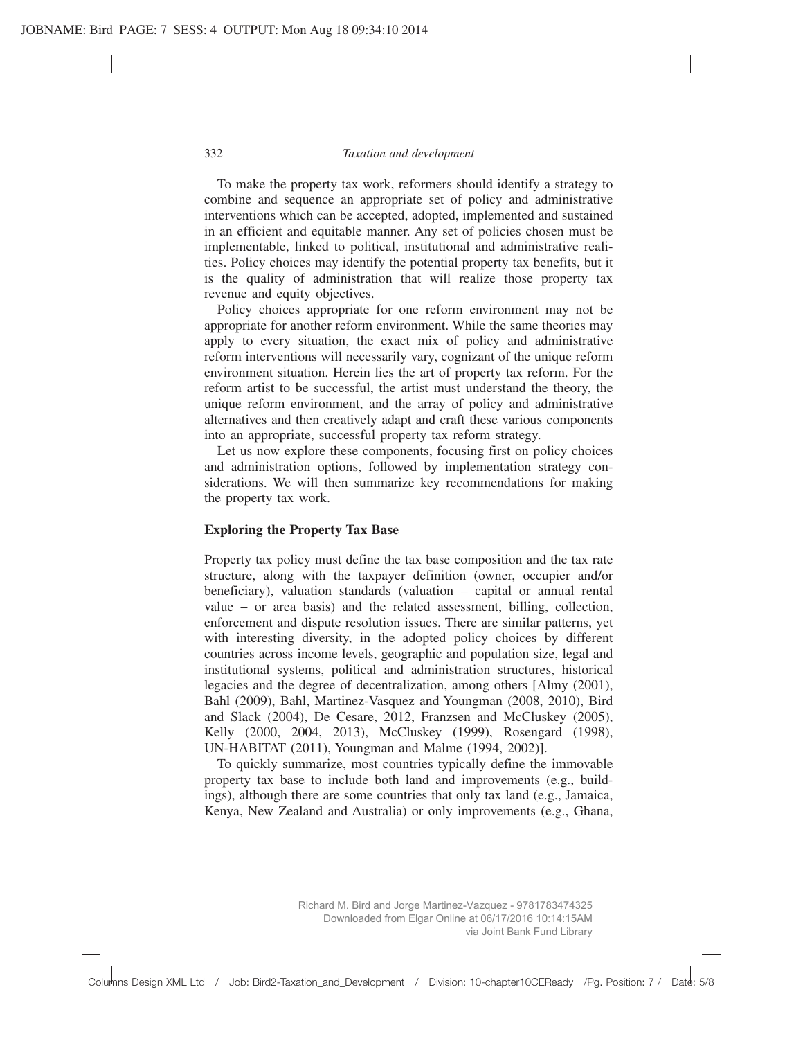To make the property tax work, reformers should identify a strategy to combine and sequence an appropriate set of policy and administrative interventions which can be accepted, adopted, implemented and sustained in an efficient and equitable manner. Any set of policies chosen must be implementable, linked to political, institutional and administrative realities. Policy choices may identify the potential property tax benefits, but it is the quality of administration that will realize those property tax revenue and equity objectives.

Policy choices appropriate for one reform environment may not be appropriate for another reform environment. While the same theories may apply to every situation, the exact mix of policy and administrative reform interventions will necessarily vary, cognizant of the unique reform environment situation. Herein lies the art of property tax reform. For the reform artist to be successful, the artist must understand the theory, the unique reform environment, and the array of policy and administrative alternatives and then creatively adapt and craft these various components into an appropriate, successful property tax reform strategy.

Let us now explore these components, focusing first on policy choices and administration options, followed by implementation strategy considerations. We will then summarize key recommendations for making the property tax work.

## Exploring the Property Tax Base

Property tax policy must define the tax base composition and the tax rate structure, along with the taxpayer definition (owner, occupier and/or beneficiary), valuation standards (valuation – capital or annual rental value – or area basis) and the related assessment, billing, collection, enforcement and dispute resolution issues. There are similar patterns, yet with interesting diversity, in the adopted policy choices by different countries across income levels, geographic and population size, legal and institutional systems, political and administration structures, historical legacies and the degree of decentralization, among others [Almy (2001), Bahl (2009), Bahl, Martinez-Vasquez and Youngman (2008, 2010), Bird and Slack (2004), De Cesare, 2012, Franzsen and McCluskey (2005), Kelly (2000, 2004, 2013), McCluskey (1999), Rosengard (1998), UN-HABITAT (2011), Youngman and Malme (1994, 2002)].

To quickly summarize, most countries typically define the immovable property tax base to include both land and improvements (e.g., buildings), although there are some countries that only tax land (e.g., Jamaica, Kenya, New Zealand and Australia) or only improvements (e.g., Ghana,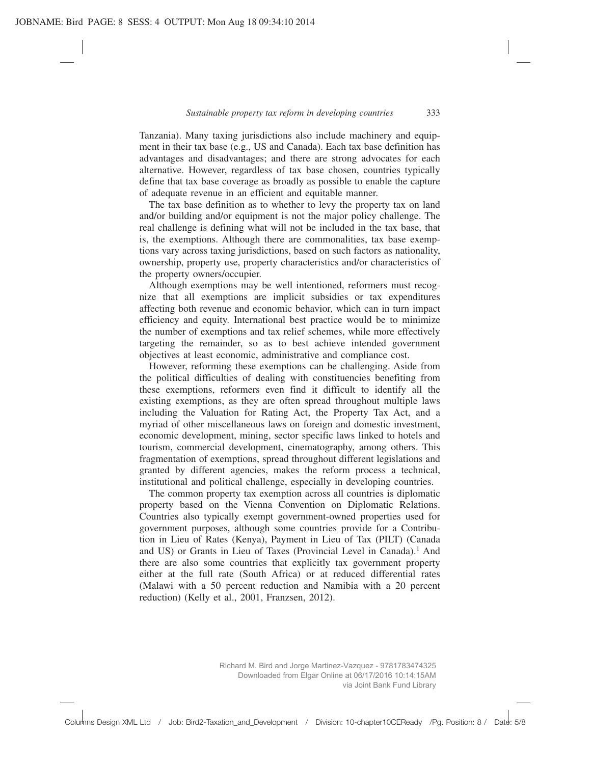Tanzania). Many taxing jurisdictions also include machinery and equipment in their tax base (e.g., US and Canada). Each tax base definition has advantages and disadvantages; and there are strong advocates for each alternative. However, regardless of tax base chosen, countries typically define that tax base coverage as broadly as possible to enable the capture of adequate revenue in an efficient and equitable manner.

The tax base definition as to whether to levy the property tax on land and/or building and/or equipment is not the major policy challenge. The real challenge is defining what will not be included in the tax base, that is, the exemptions. Although there are commonalities, tax base exemptions vary across taxing jurisdictions, based on such factors as nationality, ownership, property use, property characteristics and/or characteristics of the property owners/occupier.

Although exemptions may be well intentioned, reformers must recognize that all exemptions are implicit subsidies or tax expenditures affecting both revenue and economic behavior, which can in turn impact efficiency and equity. International best practice would be to minimize the number of exemptions and tax relief schemes, while more effectively targeting the remainder, so as to best achieve intended government objectives at least economic, administrative and compliance cost.

However, reforming these exemptions can be challenging. Aside from the political difficulties of dealing with constituencies benefiting from these exemptions, reformers even find it difficult to identify all the existing exemptions, as they are often spread throughout multiple laws including the Valuation for Rating Act, the Property Tax Act, and a myriad of other miscellaneous laws on foreign and domestic investment, economic development, mining, sector specific laws linked to hotels and tourism, commercial development, cinematography, among others. This fragmentation of exemptions, spread throughout different legislations and granted by different agencies, makes the reform process a technical, institutional and political challenge, especially in developing countries.

The common property tax exemption across all countries is diplomatic property based on the Vienna Convention on Diplomatic Relations. Countries also typically exempt government-owned properties used for government purposes, although some countries provide for a Contribution in Lieu of Rates (Kenya), Payment in Lieu of Tax (PILT) (Canada and US) or Grants in Lieu of Taxes (Provincial Level in Canada).[1] And there are also some countries that explicitly tax government property either at the full rate (South Africa) or at reduced differential rates (Malawi with a 50 percent reduction and Namibia with a 20 percent reduction) (Kelly et al., 2001, Franzsen, 2012).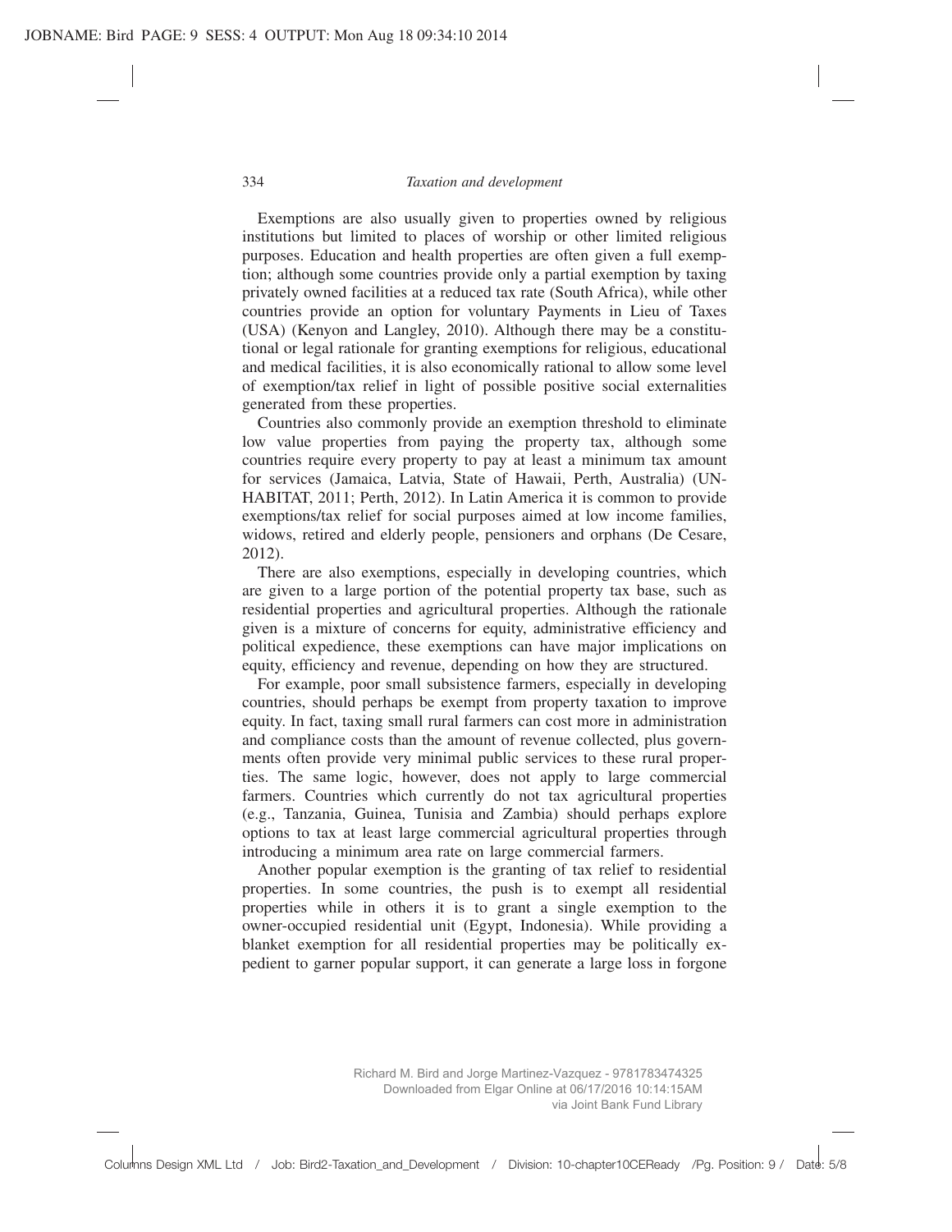Exemptions are also usually given to properties owned by religious institutions but limited to places of worship or other limited religious purposes. Education and health properties are often given a full exemption; although some countries provide only a partial exemption by taxing privately owned facilities at a reduced tax rate (South Africa), while other countries provide an option for voluntary Payments in Lieu of Taxes (USA) (Kenyon and Langley, 2010). Although there may be a constitutional or legal rationale for granting exemptions for religious, educational and medical facilities, it is also economically rational to allow some level of exemption/tax relief in light of possible positive social externalities generated from these properties.

Countries also commonly provide an exemption threshold to eliminate low value properties from paying the property tax, although some countries require every property to pay at least a minimum tax amount for services (Jamaica, Latvia, State of Hawaii, Perth, Australia) (UN-HABITAT, 2011; Perth, 2012). In Latin America it is common to provide exemptions/tax relief for social purposes aimed at low income families, widows, retired and elderly people, pensioners and orphans (De Cesare, 2012).

There are also exemptions, especially in developing countries, which are given to a large portion of the potential property tax base, such as residential properties and agricultural properties. Although the rationale given is a mixture of concerns for equity, administrative efficiency and political expedience, these exemptions can have major implications on equity, efficiency and revenue, depending on how they are structured.

For example, poor small subsistence farmers, especially in developing countries, should perhaps be exempt from property taxation to improve equity. In fact, taxing small rural farmers can cost more in administration and compliance costs than the amount of revenue collected, plus governments often provide very minimal public services to these rural properties. The same logic, however, does not apply to large commercial farmers. Countries which currently do not tax agricultural properties (e.g., Tanzania, Guinea, Tunisia and Zambia) should perhaps explore options to tax at least large commercial agricultural properties through introducing a minimum area rate on large commercial farmers.

Another popular exemption is the granting of tax relief to residential properties. In some countries, the push is to exempt all residential properties while in others it is to grant a single exemption to the owner-occupied residential unit (Egypt, Indonesia). While providing a blanket exemption for all residential properties may be politically expedient to garner popular support, it can generate a large loss in forgone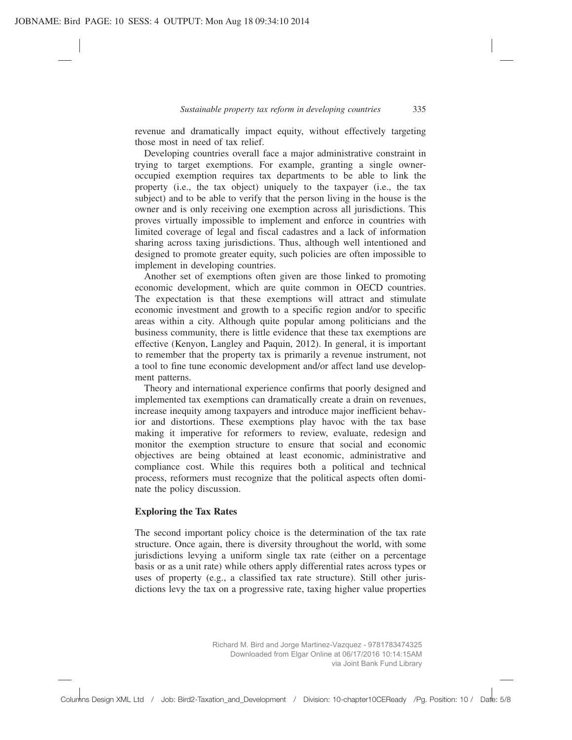revenue and dramatically impact equity, without effectively targeting those most in need of tax relief.

Developing countries overall face a major administrative constraint in trying to target exemptions. For example, granting a single owner-occupied exemption requires tax departments to be able to link the property (i.e., the tax object) uniquely to the taxpayer (i.e., the tax subject) and to be able to verify that the person living in the house is the owner and is only receiving one exemption across all jurisdictions. This proves virtually impossible to implement and enforce in countries with limited coverage of legal and fiscal cadastres and a lack of information sharing across taxing jurisdictions. Thus, although well intentioned and designed to promote greater equity, such policies are often impossible to implement in developing countries.

Another set of exemptions often given are those linked to promoting economic development, which are quite common in OECD countries. The expectation is that these exemptions will attract and stimulate economic investment and growth to a specific region and/or to specific areas within a city. Although quite popular among politicians and the business community, there is little evidence that these tax exemptions are effective (Kenyon, Langley and Paquin, 2012). In general, it is important to remember that the property tax is primarily a revenue instrument, not a tool to fine tune economic development and/or affect land use development patterns.

Theory and international experience confirms that poorly designed and implemented tax exemptions can dramatically create a drain on revenues, increase inequity among taxpayers and introduce major inefficient behavior and distortions. These exemptions play havoc with the tax base making it imperative for reformers to review, evaluate, redesign and monitor the exemption structure to ensure that social and economic objectives are being obtained at least economic, administrative and compliance cost. While this requires both a political and technical process, reformers must recognize that the political aspects often dominate the policy discussion.

### Exploring the Tax Rates

The second important policy choice is the determination of the tax rate structure. Once again, there is diversity throughout the world, with some jurisdictions levying a uniform single tax rate (either on a percentage basis or as a unit rate) while others apply differential rates across types or uses of property (e.g., a classified tax rate structure). Still other jurisdictions levy the tax on a progressive rate, taxing higher value properties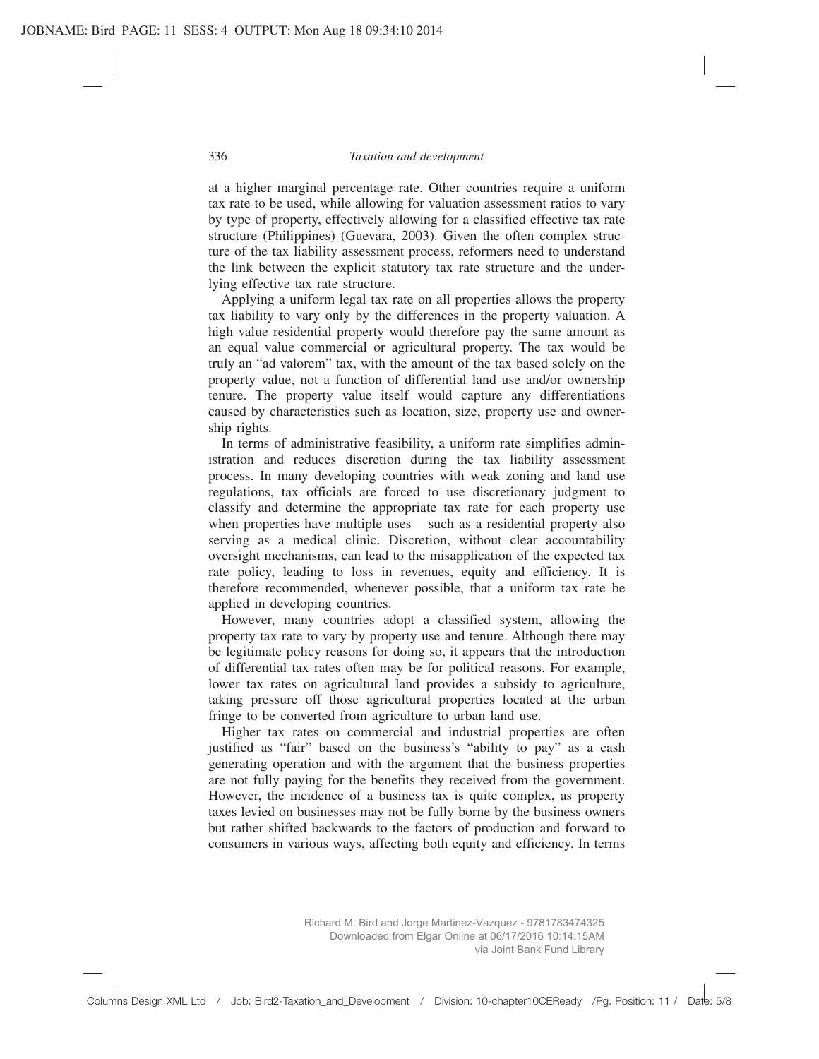at a higher marginal percentage rate. Other countries require a uniform tax rate to be used, while allowing for valuation assessment ratios to vary by type of property, effectively allowing for a classified effective tax rate structure (Philippines) (Guevara, 2003). Given the often complex structure of the tax liability assessment process, reformers need to understand the link between the explicit statutory tax rate structure and the underlying effective tax rate structure.

Applying a uniform legal tax rate on all properties allows the property tax liability to vary only by the differences in the property valuation. A high value residential property would therefore pay the same amount as an equal value commercial or agricultural property. The tax would be truly an "ad valorem" tax, with the amount of the tax based solely on the property value, not a function of differential land use and/or ownership tenure. The property value itself would capture any differentiations caused by characteristics such as location, size, property use and ownership rights.

In terms of administrative feasibility, a uniform rate simplifies administration and reduces discretion during the tax liability assessment process. In many developing countries with weak zoning and land use regulations, tax officials are forced to use discretionary judgment to classify and determine the appropriate tax rate for each property use when properties have multiple uses – such as a residential property also serving as a medical clinic. Discretion, without clear accountability oversight mechanisms, can lead to the misapplication of the expected tax rate policy, leading to loss in revenues, equity and efficiency. It is therefore recommended, whenever possible, that a uniform tax rate be applied in developing countries.

However, many countries adopt a classified system, allowing the property tax rate to vary by property use and tenure. Although there may be legitimate policy reasons for doing so, it appears that the introduction of differential tax rates often may be for political reasons. For example, lower tax rates on agricultural land provides a subsidy to agriculture, taking pressure off those agricultural properties located at the urban fringe to be converted from agriculture to urban land use.

Higher tax rates on commercial and industrial properties are often justified as "fair" based on the business's "ability to pay" as a cash generating operation and with the argument that the business properties are not fully paying for the benefits they received from the government. However, the incidence of a business tax is quite complex, as property taxes levied on businesses may not be fully borne by the business owners but rather shifted backwards to the factors of production and forward to consumers in various ways, affecting both equity and efficiency. In terms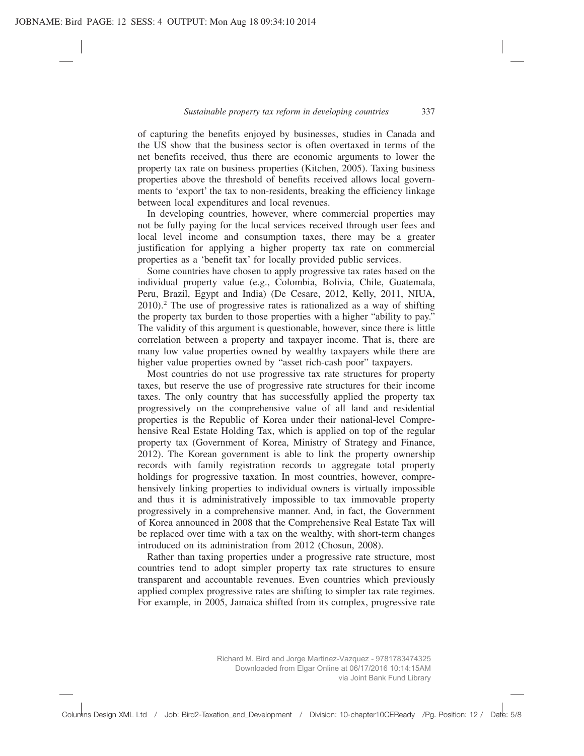of capturing the benefits enjoyed by businesses, studies in Canada and the US show that the business sector is often overtaxed in terms of the net benefits received, thus there are economic arguments to lower the property tax rate on business properties (Kitchen, 2005). Taxing business properties above the threshold of benefits received allows local governments to 'export' the tax to non-residents, breaking the efficiency linkage between local expenditures and local revenues.

In developing countries, however, where commercial properties may not be fully paying for the local services received through user fees and local level income and consumption taxes, there may be a greater justification for applying a higher property tax rate on commercial properties as a 'benefit tax' for locally provided public services.

Some countries have chosen to apply progressive tax rates based on the individual property value (e.g., Colombia, Bolivia, Chile, Guatemala, Peru, Brazil, Egypt and India) (De Cesare, 2012, Kelly, 2011, NIUA, 2010).[2] The use of progressive rates is rationalized as a way of shifting the property tax burden to those properties with a higher "ability to pay." The validity of this argument is questionable, however, since there is little correlation between a property and taxpayer income. That is, there are many low value properties owned by wealthy taxpayers while there are higher value properties owned by "asset rich-cash poor" taxpayers.

Most countries do not use progressive tax rate structures for property taxes, but reserve the use of progressive rate structures for their income taxes. The only country that has successfully applied the property tax progressively on the comprehensive value of all land and residential properties is the Republic of Korea under their national-level Comprehensive Real Estate Holding Tax, which is applied on top of the regular property tax (Government of Korea, Ministry of Strategy and Finance, 2012). The Korean government is able to link the property ownership records with family registration records to aggregate total property holdings for progressive taxation. In most countries, however, comprehensively linking properties to individual owners is virtually impossible and thus it is administratively impossible to tax immovable property progressively in a comprehensive manner. And, in fact, the Government of Korea announced in 2008 that the Comprehensive Real Estate Tax will be replaced over time with a tax on the wealthy, with short-term changes introduced on its administration from 2012 (Chosun, 2008).

Rather than taxing properties under a progressive rate structure, most countries tend to adopt simpler property tax rate structures to ensure transparent and accountable revenues. Even countries which previously applied complex progressive rates are shifting to simpler tax rate regimes. For example, in 2005, Jamaica shifted from its complex, progressive rate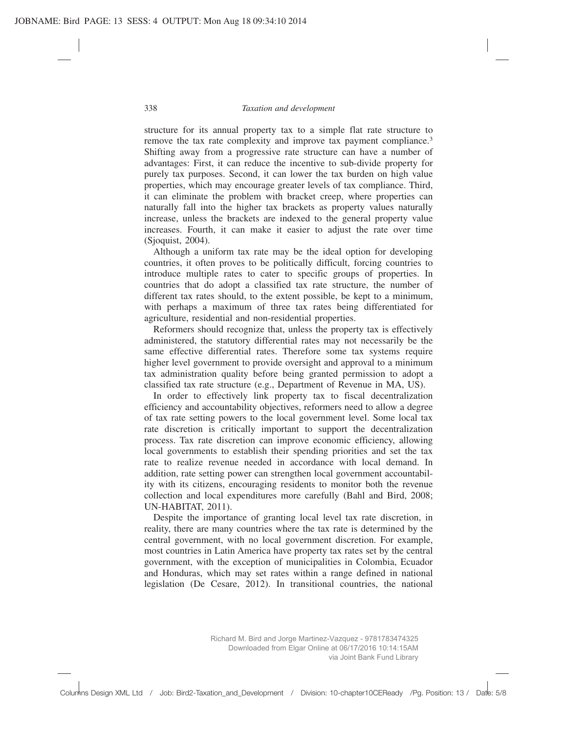structure for its annual property tax to a simple flat rate structure to remove the tax rate complexity and improve tax payment compliance.[3] Shifting away from a progressive rate structure can have a number of advantages: First, it can reduce the incentive to sub-divide property for purely tax purposes. Second, it can lower the tax burden on high value properties, which may encourage greater levels of tax compliance. Third, it can eliminate the problem with bracket creep, where properties can naturally fall into the higher tax brackets as property values naturally increase, unless the brackets are indexed to the general property value increases. Fourth, it can make it easier to adjust the rate over time (Sjoquist, 2004).

Although a uniform tax rate may be the ideal option for developing countries, it often proves to be politically difficult, forcing countries to introduce multiple rates to cater to specific groups of properties. In countries that do adopt a classified tax rate structure, the number of different tax rates should, to the extent possible, be kept to a minimum, with perhaps a maximum of three tax rates being differentiated for agriculture, residential and non-residential properties.

Reformers should recognize that, unless the property tax is effectively administered, the statutory differential rates may not necessarily be the same effective differential rates. Therefore some tax systems require higher level government to provide oversight and approval to a minimum tax administration quality before being granted permission to adopt a classified tax rate structure (e.g., Department of Revenue in MA, US).

In order to effectively link property tax to fiscal decentralization efficiency and accountability objectives, reformers need to allow a degree of tax rate setting powers to the local government level. Some local tax rate discretion is critically important to support the decentralization process. Tax rate discretion can improve economic efficiency, allowing local governments to establish their spending priorities and set the tax rate to realize revenue needed in accordance with local demand. In addition, rate setting power can strengthen local government accountability with its citizens, encouraging residents to monitor both the revenue collection and local expenditures more carefully (Bahl and Bird, 2008; UN-HABITAT, 2011).

Despite the importance of granting local level tax rate discretion, in reality, there are many countries where the tax rate is determined by the central government, with no local government discretion. For example, most countries in Latin America have property tax rates set by the central government, with the exception of municipalities in Colombia, Ecuador and Honduras, which may set rates within a range defined in national legislation (De Cesare, 2012). In transitional countries, the national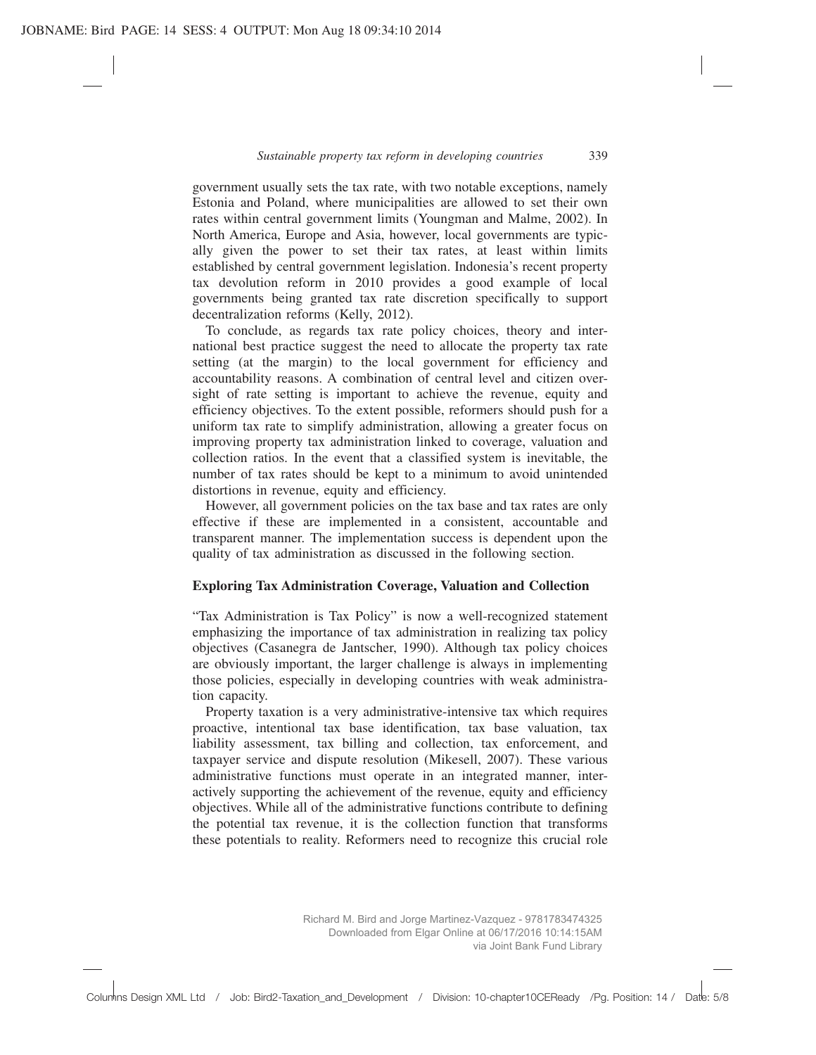government usually sets the tax rate, with two notable exceptions, namely Estonia and Poland, where municipalities are allowed to set their own rates within central government limits (Youngman and Malme, 2002). In North America, Europe and Asia, however, local governments are typically given the power to set their tax rates, at least within limits established by central government legislation. Indonesia's recent property tax devolution reform in 2010 provides a good example of local governments being granted tax rate discretion specifically to support decentralization reforms (Kelly, 2012).

To conclude, as regards tax rate policy choices, theory and international best practice suggest the need to allocate the property tax rate setting (at the margin) to the local government for efficiency and accountability reasons. A combination of central level and citizen oversight of rate setting is important to achieve the revenue, equity and efficiency objectives. To the extent possible, reformers should push for a uniform tax rate to simplify administration, allowing a greater focus on improving property tax administration linked to coverage, valuation and collection ratios. In the event that a classified system is inevitable, the number of tax rates should be kept to a minimum to avoid unintended distortions in revenue, equity and efficiency.

However, all government policies on the tax base and tax rates are only effective if these are implemented in a consistent, accountable and transparent manner. The implementation success is dependent upon the quality of tax administration as discussed in the following section.

### Exploring Tax Administration Coverage, Valuation and Collection

"Tax Administration is Tax Policy" is now a well-recognized statement emphasizing the importance of tax administration in realizing tax policy objectives (Casanegra de Jantscher, 1990). Although tax policy choices are obviously important, the larger challenge is always in implementing those policies, especially in developing countries with weak administration capacity.

Property taxation is a very administrative-intensive tax which requires proactive, intentional tax base identification, tax base valuation, tax liability assessment, tax billing and collection, tax enforcement, and taxpayer service and dispute resolution (Mikesell, 2007). These various administrative functions must operate in an integrated manner, interactively supporting the achievement of the revenue, equity and efficiency objectives. While all of the administrative functions contribute to defining the potential tax revenue, it is the collection function that transforms these potentials to reality. Reformers need to recognize this crucial role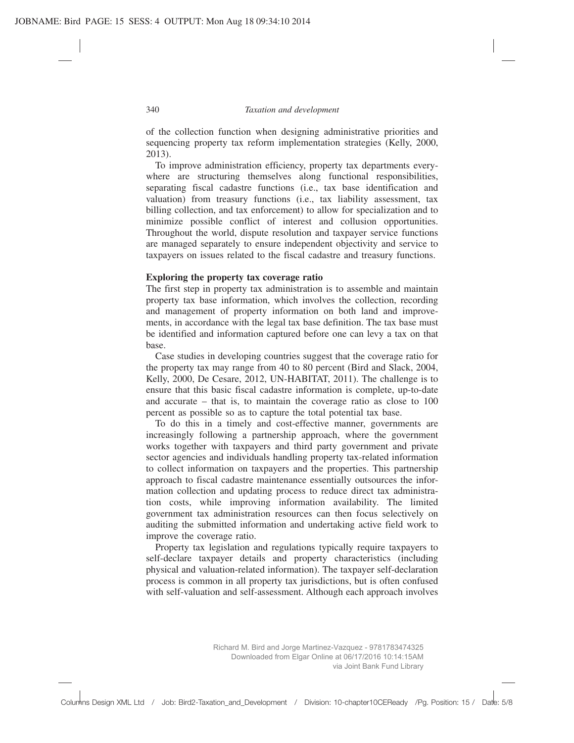of the collection function when designing administrative priorities and sequencing property tax reform implementation strategies (Kelly, 2000, 2013).

To improve administration efficiency, property tax departments everywhere are structuring themselves along functional responsibilities, separating fiscal cadastre functions (i.e., tax base identification and valuation) from treasury functions (i.e., tax liability assessment, tax billing collection, and tax enforcement) to allow for specialization and to minimize possible conflict of interest and collusion opportunities. Throughout the world, dispute resolution and taxpayer service functions are managed separately to ensure independent objectivity and service to taxpayers on issues related to the fiscal cadastre and treasury functions.

**Exploring the property tax coverage ratio**

The first step in property tax administration is to assemble and maintain property tax base information, which involves the collection, recording and management of property information on both land and improvements, in accordance with the legal tax base definition. The tax base must be identified and information captured before one can levy a tax on that base.

Case studies in developing countries suggest that the coverage ratio for the property tax may range from 40 to 80 percent (Bird and Slack, 2004, Kelly, 2000, De Cesare, 2012, UN-HABITAT, 2011). The challenge is to ensure that this basic fiscal cadastre information is complete, up-to-date and accurate – that is, to maintain the coverage ratio as close to 100 percent as possible so as to capture the total potential tax base.

To do this in a timely and cost-effective manner, governments are increasingly following a partnership approach, where the government works together with taxpayers and third party government and private sector agencies and individuals handling property tax-related information to collect information on taxpayers and the properties. This partnership approach to fiscal cadastre maintenance essentially outsources the information collection and updating process to reduce direct tax administration costs, while improving information availability. The limited government tax administration resources can then focus selectively on auditing the submitted information and undertaking active field work to improve the coverage ratio.

Property tax legislation and regulations typically require taxpayers to self-declare taxpayer details and property characteristics (including physical and valuation-related information). The taxpayer self-declaration process is common in all property tax jurisdictions, but is often confused with self-valuation and self-assessment. Although each approach involves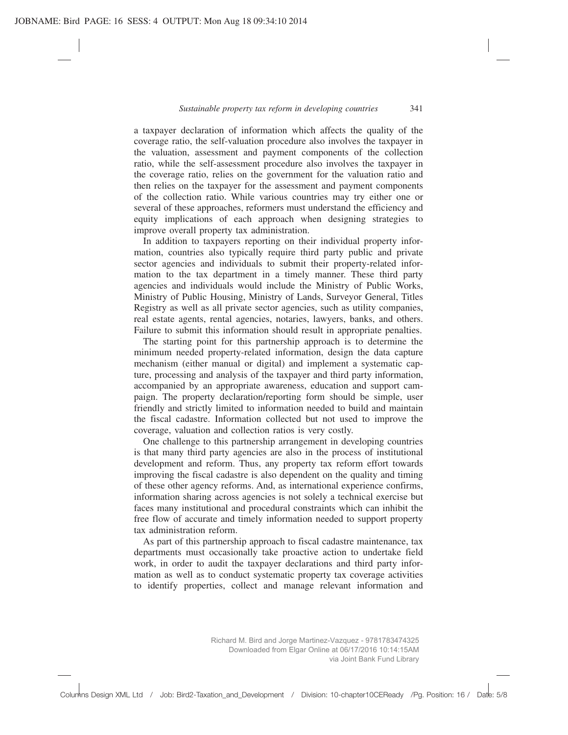a taxpayer declaration of information which affects the quality of the coverage ratio, the self-valuation procedure also involves the taxpayer in the valuation, assessment and payment components of the collection ratio, while the self-assessment procedure also involves the taxpayer in the coverage ratio, relies on the government for the valuation ratio and then relies on the taxpayer for the assessment and payment components of the collection ratio. While various countries may try either one or several of these approaches, reformers must understand the efficiency and equity implications of each approach when designing strategies to improve overall property tax administration.

In addition to taxpayers reporting on their individual property information, countries also typically require third party public and private sector agencies and individuals to submit their property-related information to the tax department in a timely manner. These third party agencies and individuals would include the Ministry of Public Works, Ministry of Public Housing, Ministry of Lands, Surveyor General, Titles Registry as well as all private sector agencies, such as utility companies, real estate agents, rental agencies, notaries, lawyers, banks, and others. Failure to submit this information should result in appropriate penalties.

The starting point for this partnership approach is to determine the minimum needed property-related information, design the data capture mechanism (either manual or digital) and implement a systematic capture, processing and analysis of the taxpayer and third party information, accompanied by an appropriate awareness, education and support campaign. The property declaration/reporting form should be simple, user friendly and strictly limited to information needed to build and maintain the fiscal cadastre. Information collected but not used to improve the coverage, valuation and collection ratios is very costly.

One challenge to this partnership arrangement in developing countries is that many third party agencies are also in the process of institutional development and reform. Thus, any property tax reform effort towards improving the fiscal cadastre is also dependent on the quality and timing of these other agency reforms. And, as international experience confirms, information sharing across agencies is not solely a technical exercise but faces many institutional and procedural constraints which can inhibit the free flow of accurate and timely information needed to support property tax administration reform.

As part of this partnership approach to fiscal cadastre maintenance, tax departments must occasionally take proactive action to undertake field work, in order to audit the taxpayer declarations and third party information as well as to conduct systematic property tax coverage activities to identify properties, collect and manage relevant information and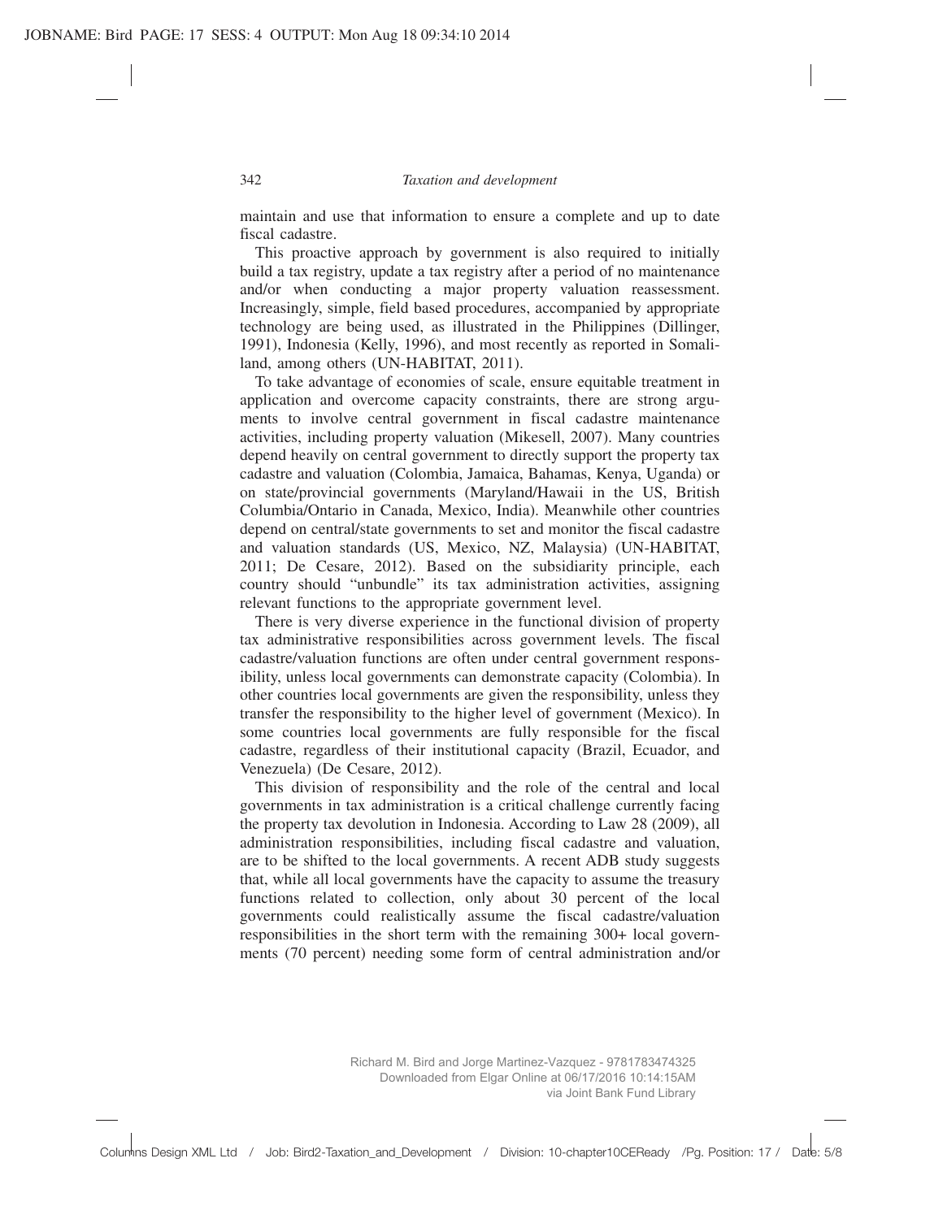maintain and use that information to ensure a complete and up to date fiscal cadastre.

This proactive approach by government is also required to initially build a tax registry, update a tax registry after a period of no maintenance and/or when conducting a major property valuation reassessment. Increasingly, simple, field based procedures, accompanied by appropriate technology are being used, as illustrated in the Philippines (Dillinger, 1991), Indonesia (Kelly, 1996), and most recently as reported in Somaliland, among others (UN-HABITAT, 2011).

To take advantage of economies of scale, ensure equitable treatment in application and overcome capacity constraints, there are strong arguments to involve central government in fiscal cadastre maintenance activities, including property valuation (Mikesell, 2007). Many countries depend heavily on central government to directly support the property tax cadastre and valuation (Colombia, Jamaica, Bahamas, Kenya, Uganda) or on state/provincial governments (Maryland/Hawaii in the US, British Columbia/Ontario in Canada, Mexico, India). Meanwhile other countries depend on central/state governments to set and monitor the fiscal cadastre and valuation standards (US, Mexico, NZ, Malaysia) (UN-HABITAT, 2011; De Cesare, 2012). Based on the subsidiarity principle, each country should "unbundle" its tax administration activities, assigning relevant functions to the appropriate government level.

There is very diverse experience in the functional division of property tax administrative responsibilities across government levels. The fiscal cadastre/valuation functions are often under central government responsibility, unless local governments can demonstrate capacity (Colombia). In other countries local governments are given the responsibility, unless they transfer the responsibility to the higher level of government (Mexico). In some countries local governments are fully responsible for the fiscal cadastre, regardless of their institutional capacity (Brazil, Ecuador, and Venezuela) (De Cesare, 2012).

This division of responsibility and the role of the central and local governments in tax administration is a critical challenge currently facing the property tax devolution in Indonesia. According to Law 28 (2009), all administration responsibilities, including fiscal cadastre and valuation, are to be shifted to the local governments. A recent ADB study suggests that, while all local governments have the capacity to assume the treasury functions related to collection, only about 30 percent of the local governments could realistically assume the fiscal cadastre/valuation responsibilities in the short term with the remaining 300+ local governments (70 percent) needing some form of central administration and/or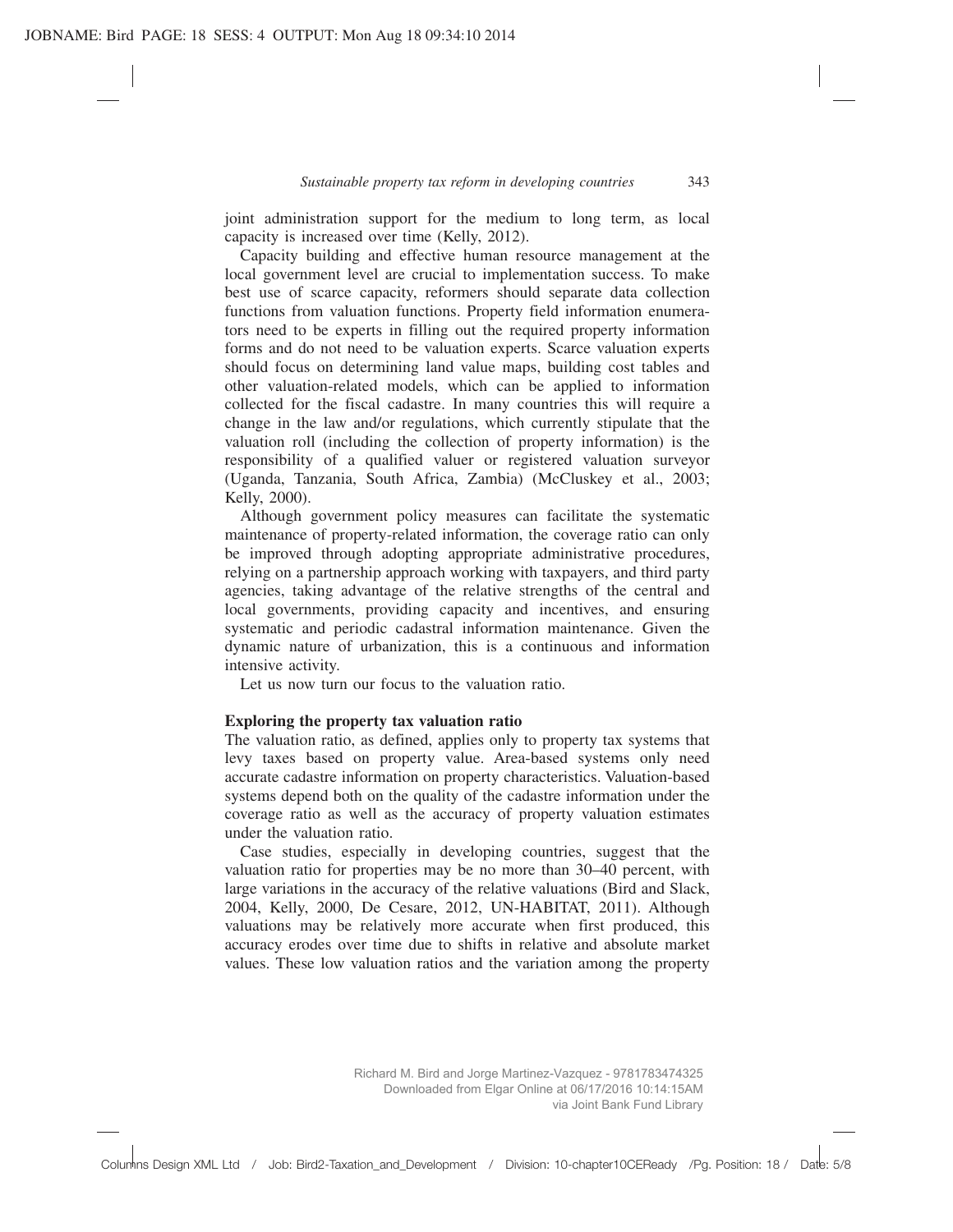joint administration support for the medium to long term, as local capacity is increased over time (Kelly, 2012).

Capacity building and effective human resource management at the local government level are crucial to implementation success. To make best use of scarce capacity, reformers should separate data collection functions from valuation functions. Property field information enumerators need to be experts in filling out the required property information forms and do not need to be valuation experts. Scarce valuation experts should focus on determining land value maps, building cost tables and other valuation-related models, which can be applied to information collected for the fiscal cadastre. In many countries this will require a change in the law and/or regulations, which currently stipulate that the valuation roll (including the collection of property information) is the responsibility of a qualified valuer or registered valuation surveyor (Uganda, Tanzania, South Africa, Zambia) (McCluskey et al., 2003; Kelly, 2000).

Although government policy measures can facilitate the systematic maintenance of property-related information, the coverage ratio can only be improved through adopting appropriate administrative procedures, relying on a partnership approach working with taxpayers, and third party agencies, taking advantage of the relative strengths of the central and local governments, providing capacity and incentives, and ensuring systematic and periodic cadastral information maintenance. Given the dynamic nature of urbanization, this is a continuous and information intensive activity.

Let us now turn our focus to the valuation ratio.

**Exploring the property tax valuation ratio**

The valuation ratio, as defined, applies only to property tax systems that levy taxes based on property value. Area-based systems only need accurate cadastre information on property characteristics. Valuation-based systems depend both on the quality of the cadastre information under the coverage ratio as well as the accuracy of property valuation estimates under the valuation ratio.

Case studies, especially in developing countries, suggest that the valuation ratio for properties may be no more than 30–40 percent, with large variations in the accuracy of the relative valuations (Bird and Slack, 2004, Kelly, 2000, De Cesare, 2012, UN-HABITAT, 2011). Although valuations may be relatively more accurate when first produced, this accuracy erodes over time due to shifts in relative and absolute market values. These low valuation ratios and the variation among the property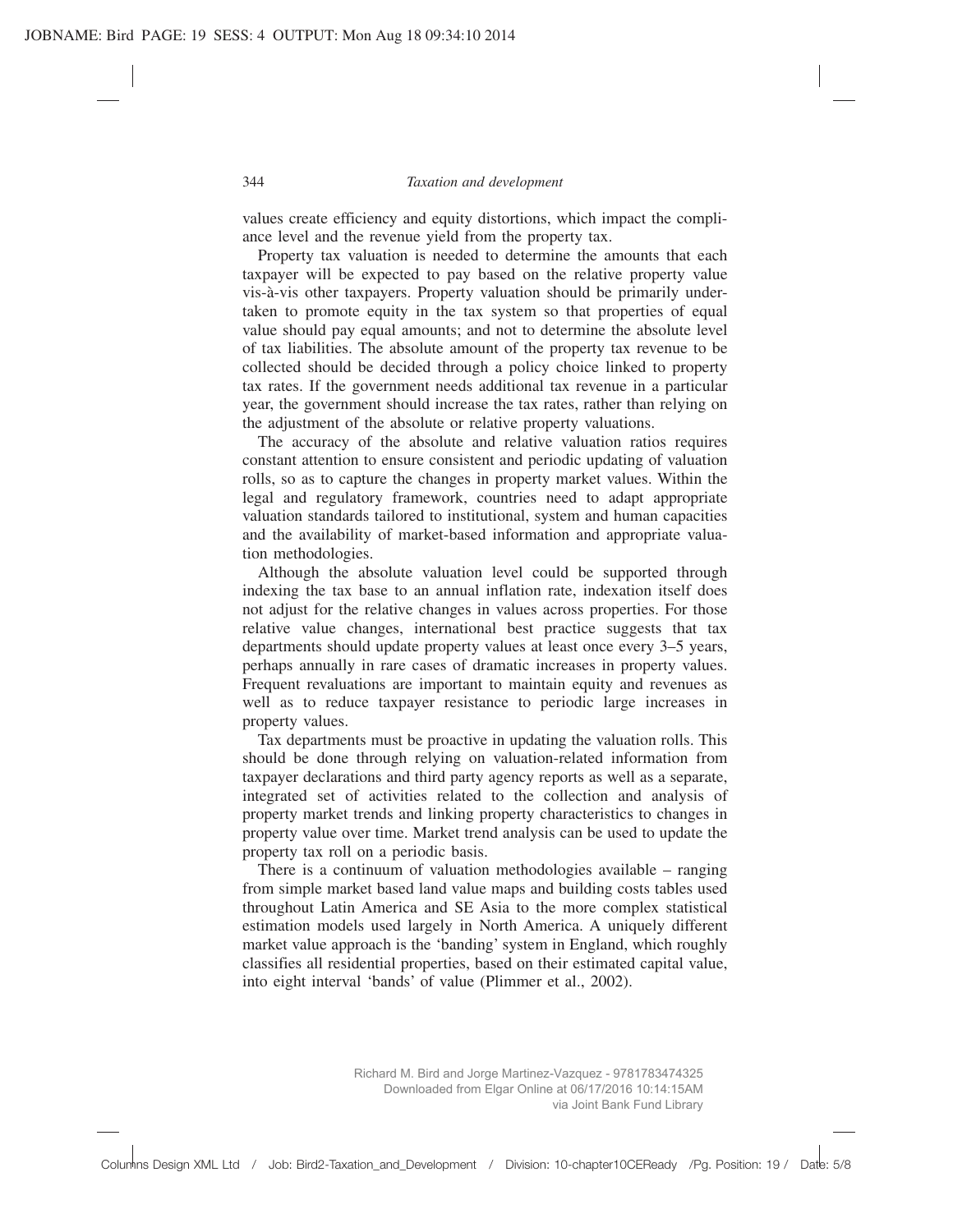values create efficiency and equity distortions, which impact the compliance level and the revenue yield from the property tax.

Property tax valuation is needed to determine the amounts that each taxpayer will be expected to pay based on the relative property value vis-à-vis other taxpayers. Property valuation should be primarily undertaken to promote equity in the tax system so that properties of equal value should pay equal amounts; and not to determine the absolute level of tax liabilities. The absolute amount of the property tax revenue to be collected should be decided through a policy choice linked to property tax rates. If the government needs additional tax revenue in a particular year, the government should increase the tax rates, rather than relying on the adjustment of the absolute or relative property valuations.

The accuracy of the absolute and relative valuation ratios requires constant attention to ensure consistent and periodic updating of valuation rolls, so as to capture the changes in property market values. Within the legal and regulatory framework, countries need to adapt appropriate valuation standards tailored to institutional, system and human capacities and the availability of market-based information and appropriate valuation methodologies.

Although the absolute valuation level could be supported through indexing the tax base to an annual inflation rate, indexation itself does not adjust for the relative changes in values across properties. For those relative value changes, international best practice suggests that tax departments should update property values at least once every 3–5 years, perhaps annually in rare cases of dramatic increases in property values. Frequent revaluations are important to maintain equity and revenues as well as to reduce taxpayer resistance to periodic large increases in property values.

Tax departments must be proactive in updating the valuation rolls. This should be done through relying on valuation-related information from taxpayer declarations and third party agency reports as well as a separate, integrated set of activities related to the collection and analysis of property market trends and linking property characteristics to changes in property value over time. Market trend analysis can be used to update the property tax roll on a periodic basis.

There is a continuum of valuation methodologies available – ranging from simple market based land value maps and building costs tables used throughout Latin America and SE Asia to the more complex statistical estimation models used largely in North America. A uniquely different market value approach is the 'banding' system in England, which roughly classifies all residential properties, based on their estimated capital value, into eight interval 'bands' of value (Plimmer et al., 2002).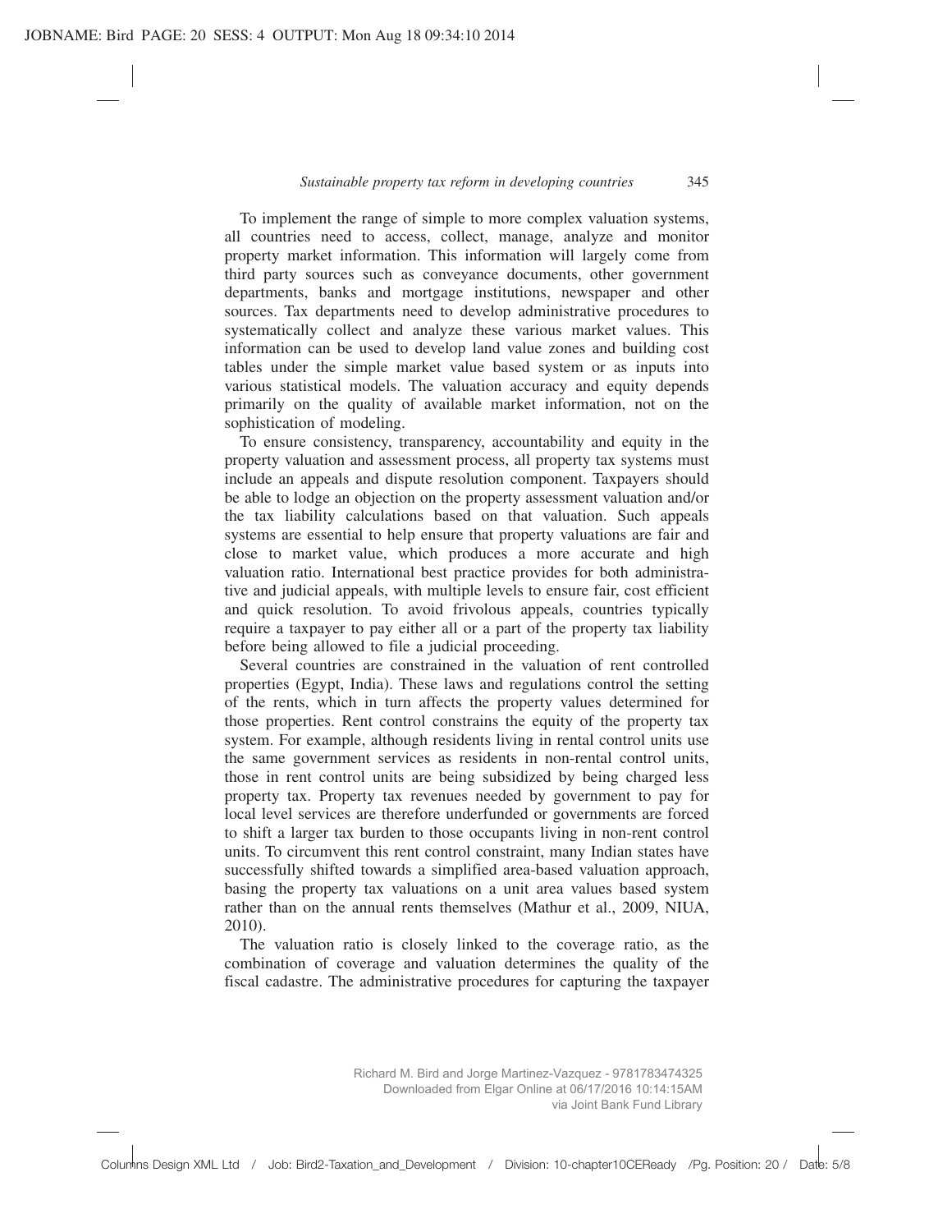To implement the range of simple to more complex valuation systems, all countries need to access, collect, manage, analyze and monitor property market information. This information will largely come from third party sources such as conveyance documents, other government departments, banks and mortgage institutions, newspaper and other sources. Tax departments need to develop administrative procedures to systematically collect and analyze these various market values. This information can be used to develop land value zones and building cost tables under the simple market value based system or as inputs into various statistical models. The valuation accuracy and equity depends primarily on the quality of available market information, not on the sophistication of modeling.

To ensure consistency, transparency, accountability and equity in the property valuation and assessment process, all property tax systems must include an appeals and dispute resolution component. Taxpayers should be able to lodge an objection on the property assessment valuation and/or the tax liability calculations based on that valuation. Such appeals systems are essential to help ensure that property valuations are fair and close to market value, which produces a more accurate and high valuation ratio. International best practice provides for both administrative and judicial appeals, with multiple levels to ensure fair, cost efficient and quick resolution. To avoid frivolous appeals, countries typically require a taxpayer to pay either all or a part of the property tax liability before being allowed to file a judicial proceeding.

Several countries are constrained in the valuation of rent controlled properties (Egypt, India). These laws and regulations control the setting of the rents, which in turn affects the property values determined for those properties. Rent control constrains the equity of the property tax system. For example, although residents living in rental control units use the same government services as residents in non-rental control units, those in rent control units are being subsidized by being charged less property tax. Property tax revenues needed by government to pay for local level services are therefore underfunded or governments are forced to shift a larger tax burden to those occupants living in non-rent control units. To circumvent this rent control constraint, many Indian states have successfully shifted towards a simplified area-based valuation approach, basing the property tax valuations on a unit area values based system rather than on the annual rents themselves (Mathur et al., 2009, NIUA, 2010).

The valuation ratio is closely linked to the coverage ratio, as the combination of coverage and valuation determines the quality of the fiscal cadastre. The administrative procedures for capturing the taxpayer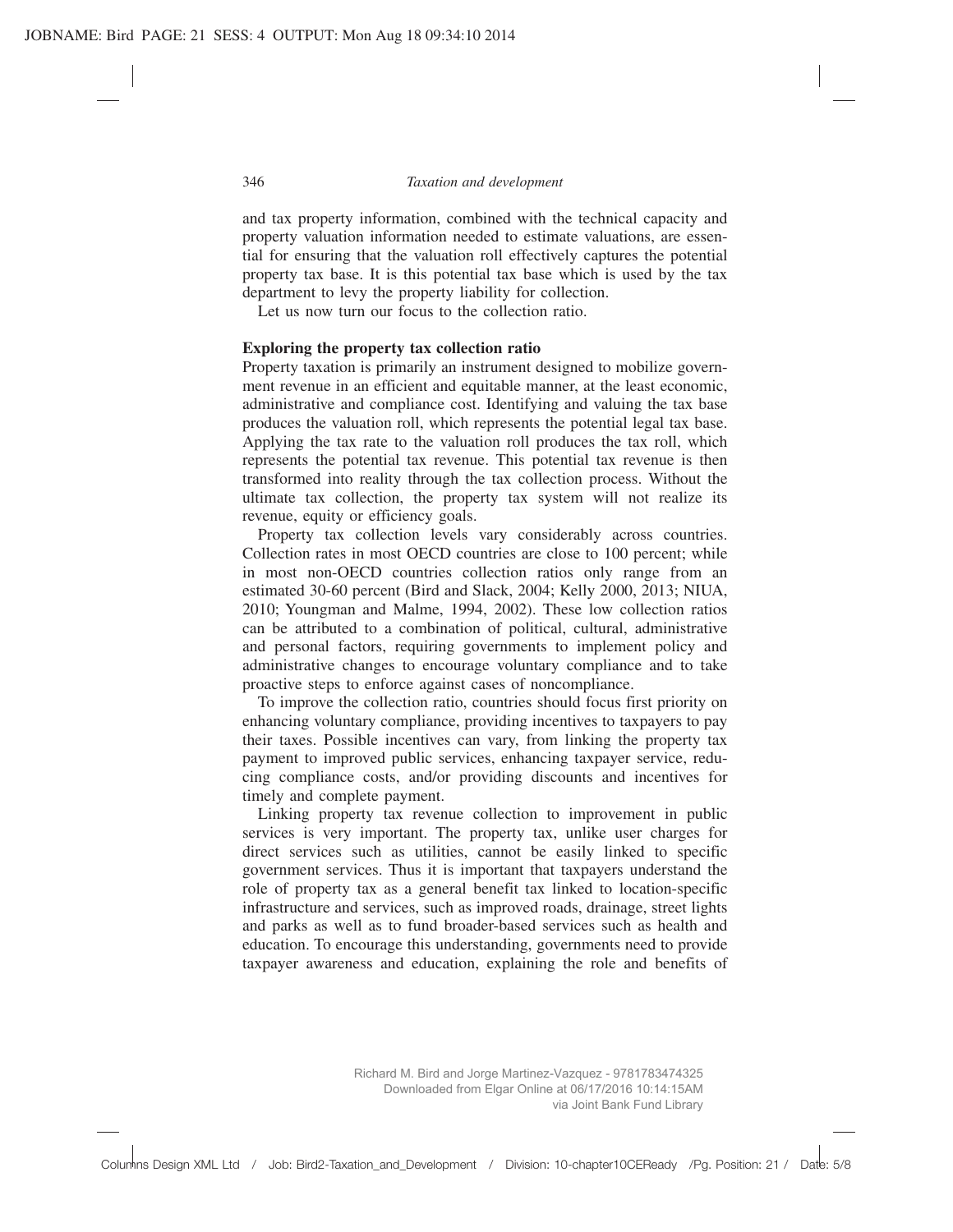and tax property information, combined with the technical capacity and property valuation information needed to estimate valuations, are essential for ensuring that the valuation roll effectively captures the potential property tax base. It is this potential tax base which is used by the tax department to levy the property liability for collection.

Let us now turn our focus to the collection ratio.

**Exploring the property tax collection ratio**

Property taxation is primarily an instrument designed to mobilize government revenue in an efficient and equitable manner, at the least economic, administrative and compliance cost. Identifying and valuing the tax base produces the valuation roll, which represents the potential legal tax base. Applying the tax rate to the valuation roll produces the tax roll, which represents the potential tax revenue. This potential tax revenue is then transformed into reality through the tax collection process. Without the ultimate tax collection, the property tax system will not realize its revenue, equity or efficiency goals.

Property tax collection levels vary considerably across countries. Collection rates in most OECD countries are close to 100 percent; while in most non-OECD countries collection ratios only range from an estimated 30-60 percent (Bird and Slack, 2004; Kelly 2000, 2013; NIUA, 2010; Youngman and Malme, 1994, 2002). These low collection ratios can be attributed to a combination of political, cultural, administrative and personal factors, requiring governments to implement policy and administrative changes to encourage voluntary compliance and to take proactive steps to enforce against cases of noncompliance.

To improve the collection ratio, countries should focus first priority on enhancing voluntary compliance, providing incentives to taxpayers to pay their taxes. Possible incentives can vary, from linking the property tax payment to improved public services, enhancing taxpayer service, reducing compliance costs, and/or providing discounts and incentives for timely and complete payment.

Linking property tax revenue collection to improvement in public services is very important. The property tax, unlike user charges for direct services such as utilities, cannot be easily linked to specific government services. Thus it is important that taxpayers understand the role of property tax as a general benefit tax linked to location-specific infrastructure and services, such as improved roads, drainage, street lights and parks as well as to fund broader-based services such as health and education. To encourage this understanding, governments need to provide taxpayer awareness and education, explaining the role and benefits of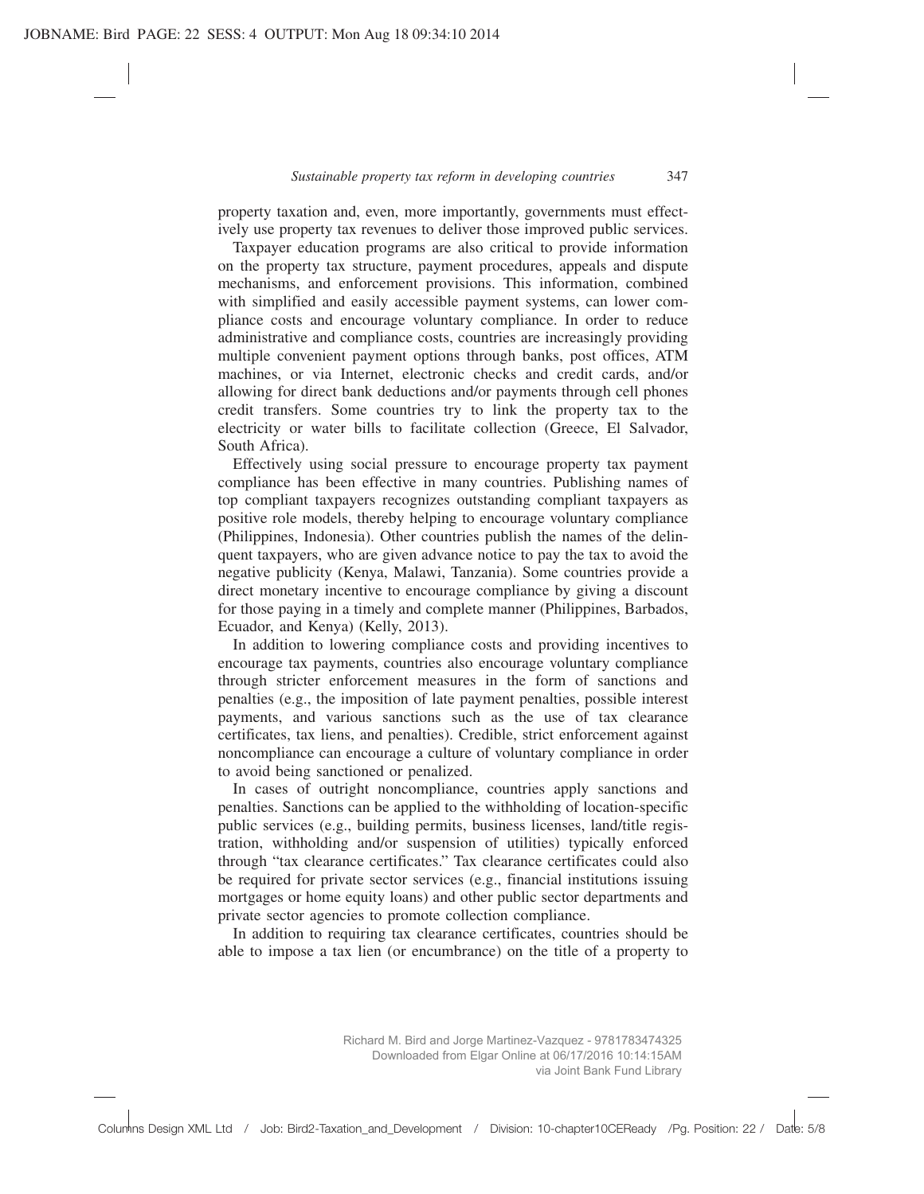property taxation and, even, more importantly, governments must effectively use property tax revenues to deliver those improved public services.

Taxpayer education programs are also critical to provide information on the property tax structure, payment procedures, appeals and dispute mechanisms, and enforcement provisions. This information, combined with simplified and easily accessible payment systems, can lower compliance costs and encourage voluntary compliance. In order to reduce administrative and compliance costs, countries are increasingly providing multiple convenient payment options through banks, post offices, ATM machines, or via Internet, electronic checks and credit cards, and/or allowing for direct bank deductions and/or payments through cell phones credit transfers. Some countries try to link the property tax to the electricity or water bills to facilitate collection (Greece, El Salvador, South Africa).

Effectively using social pressure to encourage property tax payment compliance has been effective in many countries. Publishing names of top compliant taxpayers recognizes outstanding compliant taxpayers as positive role models, thereby helping to encourage voluntary compliance (Philippines, Indonesia). Other countries publish the names of the delinquent taxpayers, who are given advance notice to pay the tax to avoid the negative publicity (Kenya, Malawi, Tanzania). Some countries provide a direct monetary incentive to encourage compliance by giving a discount for those paying in a timely and complete manner (Philippines, Barbados, Ecuador, and Kenya) (Kelly, 2013).

In addition to lowering compliance costs and providing incentives to encourage tax payments, countries also encourage voluntary compliance through stricter enforcement measures in the form of sanctions and penalties (e.g., the imposition of late payment penalties, possible interest payments, and various sanctions such as the use of tax clearance certificates, tax liens, and penalties). Credible, strict enforcement against noncompliance can encourage a culture of voluntary compliance in order to avoid being sanctioned or penalized.

In cases of outright noncompliance, countries apply sanctions and penalties. Sanctions can be applied to the withholding of location-specific public services (e.g., building permits, business licenses, land/title registration, withholding and/or suspension of utilities) typically enforced through "tax clearance certificates." Tax clearance certificates could also be required for private sector services (e.g., financial institutions issuing mortgages or home equity loans) and other public sector departments and private sector agencies to promote collection compliance.

In addition to requiring tax clearance certificates, countries should be able to impose a tax lien (or encumbrance) on the title of a property to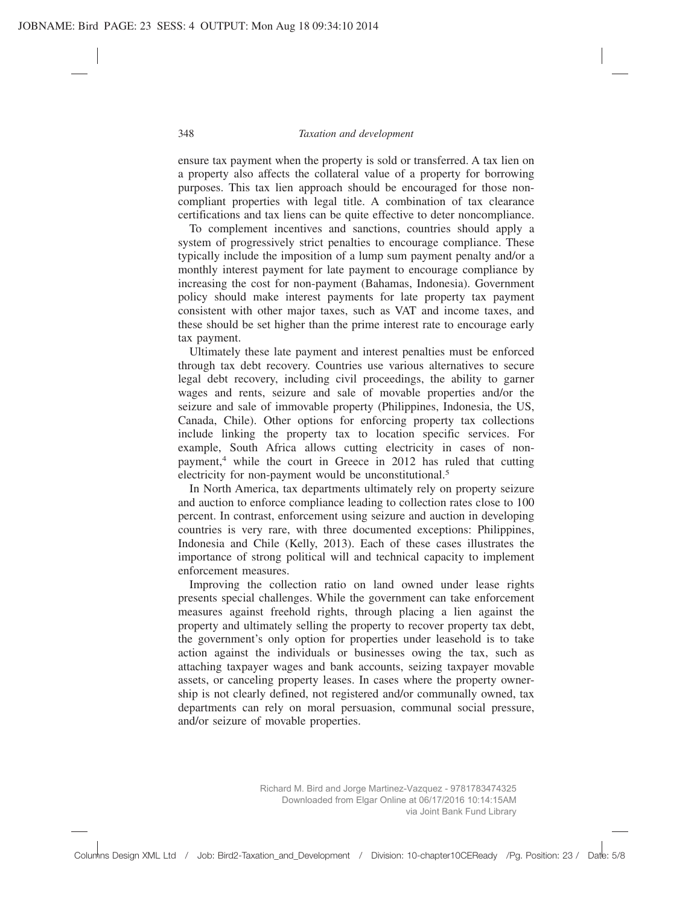ensure tax payment when the property is sold or transferred. A tax lien on a property also affects the collateral value of a property for borrowing purposes. This tax lien approach should be encouraged for those noncompliant properties with legal title. A combination of tax clearance certifications and tax liens can be quite effective to deter noncompliance.

To complement incentives and sanctions, countries should apply a system of progressively strict penalties to encourage compliance. These typically include the imposition of a lump sum payment penalty and/or a monthly interest payment for late payment to encourage compliance by increasing the cost for non-payment (Bahamas, Indonesia). Government policy should make interest payments for late property tax payment consistent with other major taxes, such as VAT and income taxes, and these should be set higher than the prime interest rate to encourage early tax payment.

Ultimately these late payment and interest penalties must be enforced through tax debt recovery. Countries use various alternatives to secure legal debt recovery, including civil proceedings, the ability to garner wages and rents, seizure and sale of movable properties and/or the seizure and sale of immovable property (Philippines, Indonesia, the US, Canada, Chile). Other options for enforcing property tax collections include linking the property tax to location specific services. For example, South Africa allows cutting electricity in cases of non-payment,[4] while the court in Greece in 2012 has ruled that cutting electricity for non-payment would be unconstitutional.[5]

In North America, tax departments ultimately rely on property seizure and auction to enforce compliance leading to collection rates close to 100 percent. In contrast, enforcement using seizure and auction in developing countries is very rare, with three documented exceptions: Philippines, Indonesia and Chile (Kelly, 2013). Each of these cases illustrates the importance of strong political will and technical capacity to implement enforcement measures.

Improving the collection ratio on land owned under lease rights presents special challenges. While the government can take enforcement measures against freehold rights, through placing a lien against the property and ultimately selling the property to recover property tax debt, the government's only option for properties under leasehold is to take action against the individuals or businesses owing the tax, such as attaching taxpayer wages and bank accounts, seizing taxpayer movable assets, or canceling property leases. In cases where the property ownership is not clearly defined, not registered and/or communally owned, tax departments can rely on moral persuasion, communal social pressure, and/or seizure of movable properties.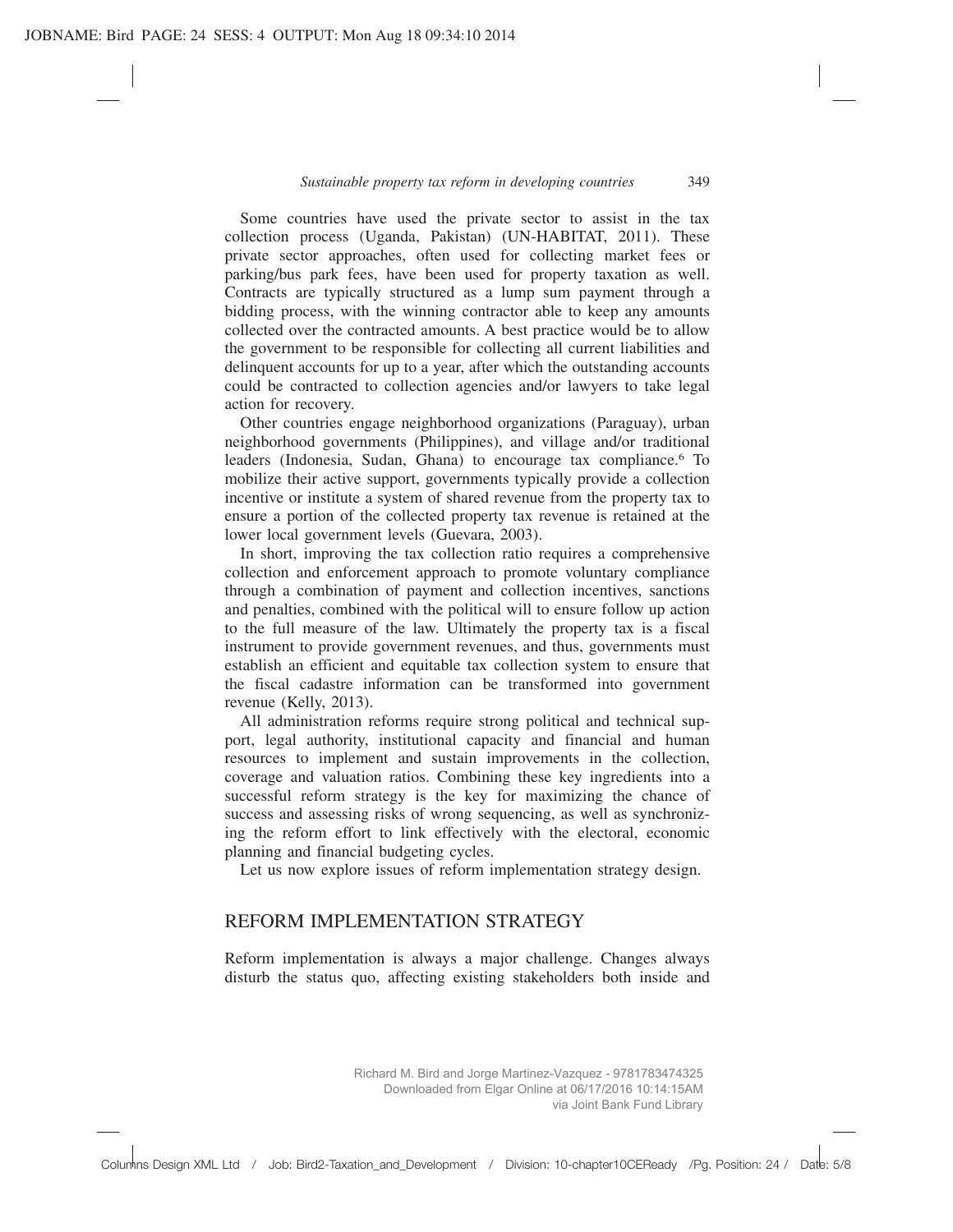Some countries have used the private sector to assist in the tax collection process (Uganda, Pakistan) (UN-HABITAT, 2011). These private sector approaches, often used for collecting market fees or parking/bus park fees, have been used for property taxation as well. Contracts are typically structured as a lump sum payment through a bidding process, with the winning contractor able to keep any amounts collected over the contracted amounts. A best practice would be to allow the government to be responsible for collecting all current liabilities and delinquent accounts for up to a year, after which the outstanding accounts could be contracted to collection agencies and/or lawyers to take legal action for recovery.

Other countries engage neighborhood organizations (Paraguay), urban neighborhood governments (Philippines), and village and/or traditional leaders (Indonesia, Sudan, Ghana) to encourage tax compliance.[6] To mobilize their active support, governments typically provide a collection incentive or institute a system of shared revenue from the property tax to ensure a portion of the collected property tax revenue is retained at the lower local government levels (Guevara, 2003).

In short, improving the tax collection ratio requires a comprehensive collection and enforcement approach to promote voluntary compliance through a combination of payment and collection incentives, sanctions and penalties, combined with the political will to ensure follow up action to the full measure of the law. Ultimately the property tax is a fiscal instrument to provide government revenues, and thus, governments must establish an efficient and equitable tax collection system to ensure that the fiscal cadastre information can be transformed into government revenue (Kelly, 2013).

All administration reforms require strong political and technical support, legal authority, institutional capacity and financial and human resources to implement and sustain improvements in the collection, coverage and valuation ratios. Combining these key ingredients into a successful reform strategy is the key for maximizing the chance of success and assessing risks of wrong sequencing, as well as synchronizing the reform effort to link effectively with the electoral, economic planning and financial budgeting cycles.

Let us now explore issues of reform implementation strategy design.

## REFORM IMPLEMENTATION STRATEGY

Reform implementation is always a major challenge. Changes always disturb the status quo, affecting existing stakeholders both inside and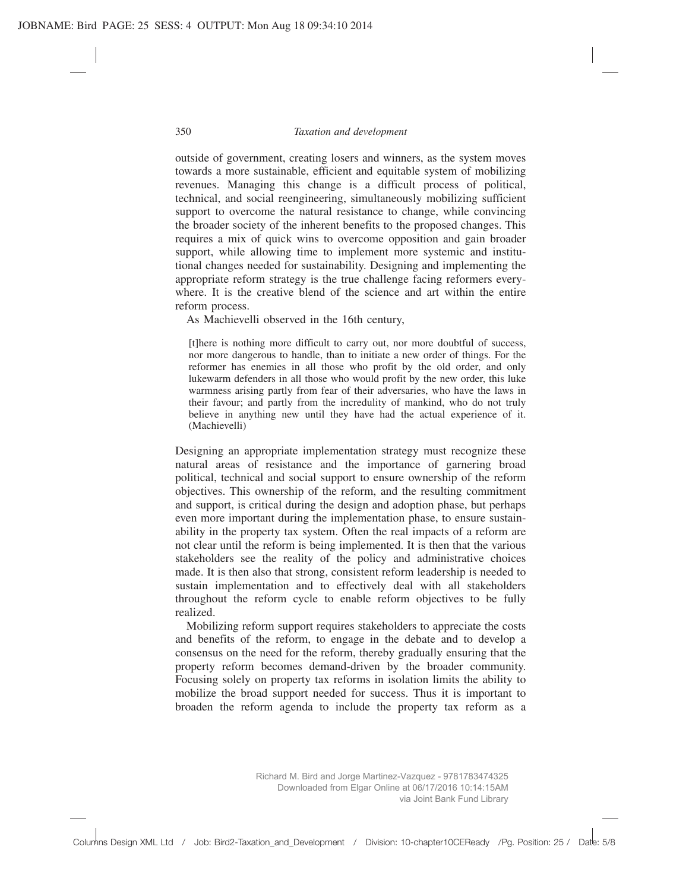outside of government, creating losers and winners, as the system moves towards a more sustainable, efficient and equitable system of mobilizing revenues. Managing this change is a difficult process of political, technical, and social reengineering, simultaneously mobilizing sufficient support to overcome the natural resistance to change, while convincing the broader society of the inherent benefits to the proposed changes. This requires a mix of quick wins to overcome opposition and gain broader support, while allowing time to implement more systemic and institutional changes needed for sustainability. Designing and implementing the appropriate reform strategy is the true challenge facing reformers everywhere. It is the creative blend of the science and art within the entire reform process.

As Machievelli observed in the 16th century,

> [t]here is nothing more difficult to carry out, nor more doubtful of success, nor more dangerous to handle, than to initiate a new order of things. For the reformer has enemies in all those who profit by the old order, and only lukewarm defenders in all those who would profit by the new order, this luke warmness arising partly from fear of their adversaries, who have the laws in their favour; and partly from the incredulity of mankind, who do not truly believe in anything new until they have had the actual experience of it. (Machievelli)

Designing an appropriate implementation strategy must recognize these natural areas of resistance and the importance of garnering broad political, technical and social support to ensure ownership of the reform objectives. This ownership of the reform, and the resulting commitment and support, is critical during the design and adoption phase, but perhaps even more important during the implementation phase, to ensure sustainability in the property tax system. Often the real impacts of a reform are not clear until the reform is being implemented. It is then that the various stakeholders see the reality of the policy and administrative choices made. It is then also that strong, consistent reform leadership is needed to sustain implementation and to effectively deal with all stakeholders throughout the reform cycle to enable reform objectives to be fully realized.

Mobilizing reform support requires stakeholders to appreciate the costs and benefits of the reform, to engage in the debate and to develop a consensus on the need for the reform, thereby gradually ensuring that the property reform becomes demand-driven by the broader community. Focusing solely on property tax reforms in isolation limits the ability to mobilize the broad support needed for success. Thus it is important to broaden the reform agenda to include the property tax reform as a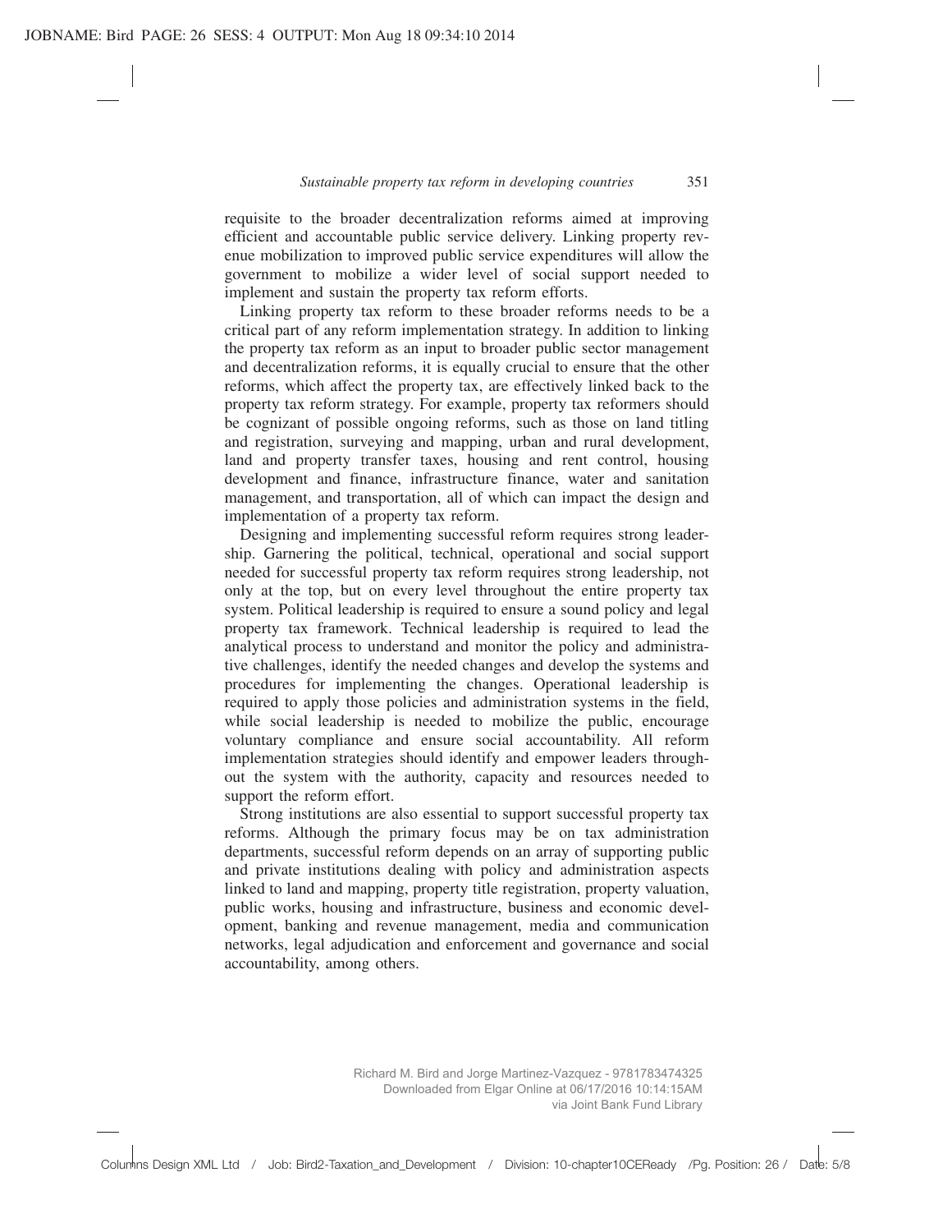requisite to the broader decentralization reforms aimed at improving efficient and accountable public service delivery. Linking property revenue mobilization to improved public service expenditures will allow the government to mobilize a wider level of social support needed to implement and sustain the property tax reform efforts.

Linking property tax reform to these broader reforms needs to be a critical part of any reform implementation strategy. In addition to linking the property tax reform as an input to broader public sector management and decentralization reforms, it is equally crucial to ensure that the other reforms, which affect the property tax, are effectively linked back to the property tax reform strategy. For example, property tax reformers should be cognizant of possible ongoing reforms, such as those on land titling and registration, surveying and mapping, urban and rural development, land and property transfer taxes, housing and rent control, housing development and finance, infrastructure finance, water and sanitation management, and transportation, all of which can impact the design and implementation of a property tax reform.

Designing and implementing successful reform requires strong leadership. Garnering the political, technical, operational and social support needed for successful property tax reform requires strong leadership, not only at the top, but on every level throughout the entire property tax system. Political leadership is required to ensure a sound policy and legal property tax framework. Technical leadership is required to lead the analytical process to understand and monitor the policy and administrative challenges, identify the needed changes and develop the systems and procedures for implementing the changes. Operational leadership is required to apply those policies and administration systems in the field, while social leadership is needed to mobilize the public, encourage voluntary compliance and ensure social accountability. All reform implementation strategies should identify and empower leaders throughout the system with the authority, capacity and resources needed to support the reform effort.

Strong institutions are also essential to support successful property tax reforms. Although the primary focus may be on tax administration departments, successful reform depends on an array of supporting public and private institutions dealing with policy and administration aspects linked to land and mapping, property title registration, property valuation, public works, housing and infrastructure, business and economic development, banking and revenue management, media and communication networks, legal adjudication and enforcement and governance and social accountability, among others.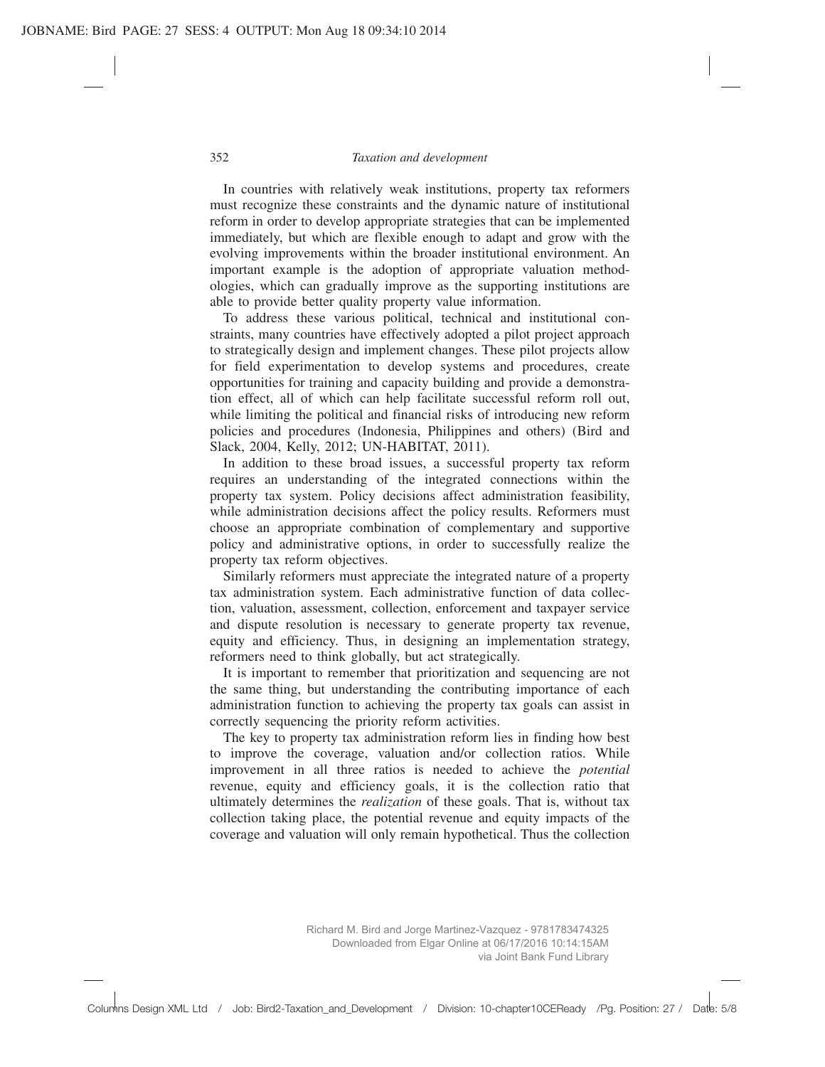In countries with relatively weak institutions, property tax reformers must recognize these constraints and the dynamic nature of institutional reform in order to develop appropriate strategies that can be implemented immediately, but which are flexible enough to adapt and grow with the evolving improvements within the broader institutional environment. An important example is the adoption of appropriate valuation methodologies, which can gradually improve as the supporting institutions are able to provide better quality property value information.

To address these various political, technical and institutional constraints, many countries have effectively adopted a pilot project approach to strategically design and implement changes. These pilot projects allow for field experimentation to develop systems and procedures, create opportunities for training and capacity building and provide a demonstration effect, all of which can help facilitate successful reform roll out, while limiting the political and financial risks of introducing new reform policies and procedures (Indonesia, Philippines and others) (Bird and Slack, 2004, Kelly, 2012; UN-HABITAT, 2011).

In addition to these broad issues, a successful property tax reform requires an understanding of the integrated connections within the property tax system. Policy decisions affect administration feasibility, while administration decisions affect the policy results. Reformers must choose an appropriate combination of complementary and supportive policy and administrative options, in order to successfully realize the property tax reform objectives.

Similarly reformers must appreciate the integrated nature of a property tax administration system. Each administrative function of data collection, valuation, assessment, collection, enforcement and taxpayer service and dispute resolution is necessary to generate property tax revenue, equity and efficiency. Thus, in designing an implementation strategy, reformers need to think globally, but act strategically.

It is important to remember that prioritization and sequencing are not the same thing, but understanding the contributing importance of each administration function to achieving the property tax goals can assist in correctly sequencing the priority reform activities.

The key to property tax administration reform lies in finding how best to improve the coverage, valuation and/or collection ratios. While improvement in all three ratios is needed to achieve the *potential* revenue, equity and efficiency goals, it is the collection ratio that ultimately determines the *realization* of these goals. That is, without tax collection taking place, the potential revenue and equity impacts of the coverage and valuation will only remain hypothetical. Thus the collection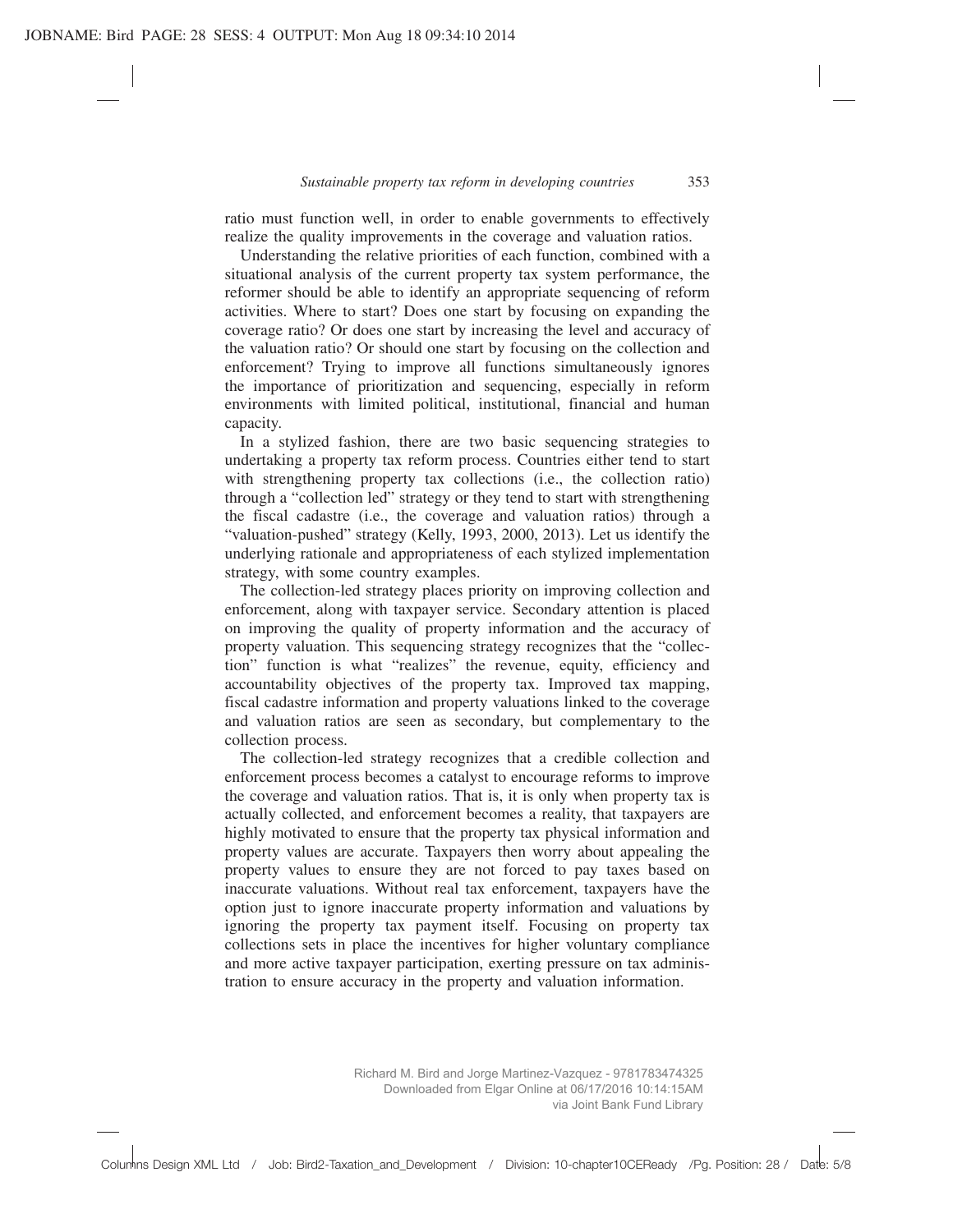ratio must function well, in order to enable governments to effectively realize the quality improvements in the coverage and valuation ratios.

Understanding the relative priorities of each function, combined with a situational analysis of the current property tax system performance, the reformer should be able to identify an appropriate sequencing of reform activities. Where to start? Does one start by focusing on expanding the coverage ratio? Or does one start by increasing the level and accuracy of the valuation ratio? Or should one start by focusing on the collection and enforcement? Trying to improve all functions simultaneously ignores the importance of prioritization and sequencing, especially in reform environments with limited political, institutional, financial and human capacity.

In a stylized fashion, there are two basic sequencing strategies to undertaking a property tax reform process. Countries either tend to start with strengthening property tax collections (i.e., the collection ratio) through a "collection led" strategy or they tend to start with strengthening the fiscal cadastre (i.e., the coverage and valuation ratios) through a "valuation-pushed" strategy (Kelly, 1993, 2000, 2013). Let us identify the underlying rationale and appropriateness of each stylized implementation strategy, with some country examples.

The collection-led strategy places priority on improving collection and enforcement, along with taxpayer service. Secondary attention is placed on improving the quality of property information and the accuracy of property valuation. This sequencing strategy recognizes that the "collection" function is what "realizes" the revenue, equity, efficiency and accountability objectives of the property tax. Improved tax mapping, fiscal cadastre information and property valuations linked to the coverage and valuation ratios are seen as secondary, but complementary to the collection process.

The collection-led strategy recognizes that a credible collection and enforcement process becomes a catalyst to encourage reforms to improve the coverage and valuation ratios. That is, it is only when property tax is actually collected, and enforcement becomes a reality, that taxpayers are highly motivated to ensure that the property tax physical information and property values are accurate. Taxpayers then worry about appealing the property values to ensure they are not forced to pay taxes based on inaccurate valuations. Without real tax enforcement, taxpayers have the option just to ignore inaccurate property information and valuations by ignoring the property tax payment itself. Focusing on property tax collections sets in place the incentives for higher voluntary compliance and more active taxpayer participation, exerting pressure on tax administration to ensure accuracy in the property and valuation information.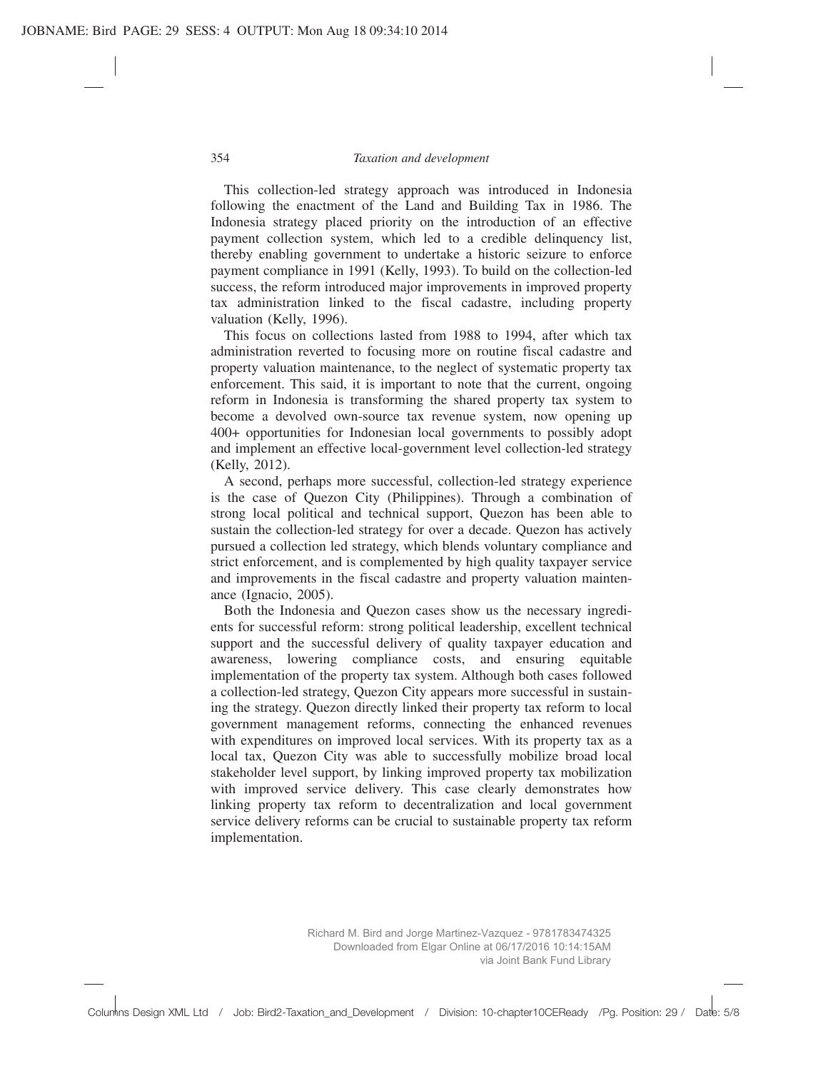This collection-led strategy approach was introduced in Indonesia following the enactment of the Land and Building Tax in 1986. The Indonesia strategy placed priority on the introduction of an effective payment collection system, which led to a credible delinquency list, thereby enabling government to undertake a historic seizure to enforce payment compliance in 1991 (Kelly, 1993). To build on the collection-led success, the reform introduced major improvements in improved property tax administration linked to the fiscal cadastre, including property valuation (Kelly, 1996).

This focus on collections lasted from 1988 to 1994, after which tax administration reverted to focusing more on routine fiscal cadastre and property valuation maintenance, to the neglect of systematic property tax enforcement. This said, it is important to note that the current, ongoing reform in Indonesia is transforming the shared property tax system to become a devolved own-source tax revenue system, now opening up 400+ opportunities for Indonesian local governments to possibly adopt and implement an effective local-government level collection-led strategy (Kelly, 2012).

A second, perhaps more successful, collection-led strategy experience is the case of Quezon City (Philippines). Through a combination of strong local political and technical support, Quezon has been able to sustain the collection-led strategy for over a decade. Quezon has actively pursued a collection led strategy, which blends voluntary compliance and strict enforcement, and is complemented by high quality taxpayer service and improvements in the fiscal cadastre and property valuation maintenance (Ignacio, 2005).

Both the Indonesia and Quezon cases show us the necessary ingredients for successful reform: strong political leadership, excellent technical support and the successful delivery of quality taxpayer education and awareness, lowering compliance costs, and ensuring equitable implementation of the property tax system. Although both cases followed a collection-led strategy, Quezon City appears more successful in sustaining the strategy. Quezon directly linked their property tax reform to local government management reforms, connecting the enhanced revenues with expenditures on improved local services. With its property tax as a local tax, Quezon City was able to successfully mobilize broad local stakeholder level support, by linking improved property tax mobilization with improved service delivery. This case clearly demonstrates how linking property tax reform to decentralization and local government service delivery reforms can be crucial to sustainable property tax reform implementation.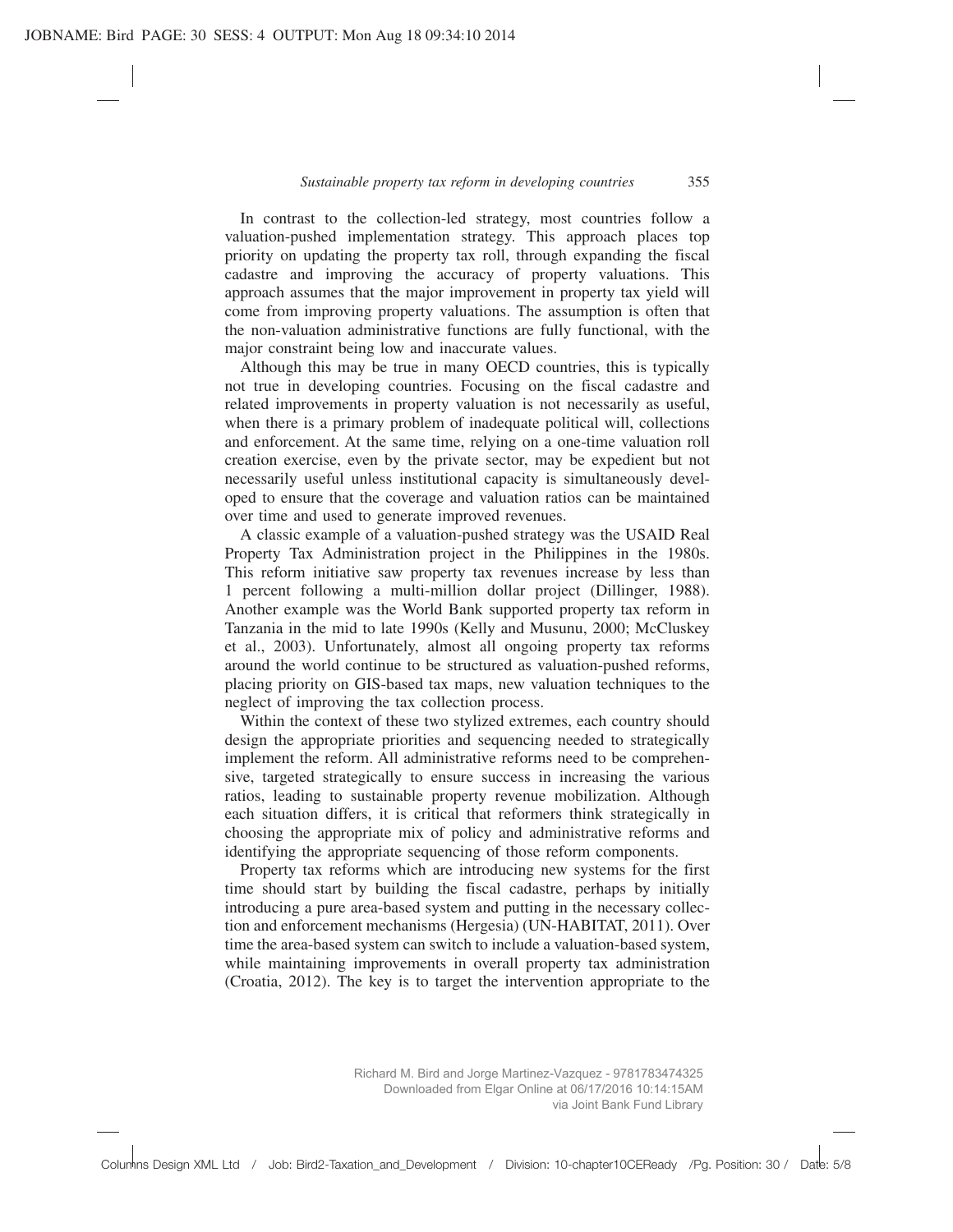In contrast to the collection-led strategy, most countries follow a valuation-pushed implementation strategy. This approach places top priority on updating the property tax roll, through expanding the fiscal cadastre and improving the accuracy of property valuations. This approach assumes that the major improvement in property tax yield will come from improving property valuations. The assumption is often that the non-valuation administrative functions are fully functional, with the major constraint being low and inaccurate values.

Although this may be true in many OECD countries, this is typically not true in developing countries. Focusing on the fiscal cadastre and related improvements in property valuation is not necessarily as useful, when there is a primary problem of inadequate political will, collections and enforcement. At the same time, relying on a one-time valuation roll creation exercise, even by the private sector, may be expedient but not necessarily useful unless institutional capacity is simultaneously developed to ensure that the coverage and valuation ratios can be maintained over time and used to generate improved revenues.

A classic example of a valuation-pushed strategy was the USAID Real Property Tax Administration project in the Philippines in the 1980s. This reform initiative saw property tax revenues increase by less than 1 percent following a multi-million dollar project (Dillinger, 1988). Another example was the World Bank supported property tax reform in Tanzania in the mid to late 1990s (Kelly and Musunu, 2000; McCluskey et al., 2003). Unfortunately, almost all ongoing property tax reforms around the world continue to be structured as valuation-pushed reforms, placing priority on GIS-based tax maps, new valuation techniques to the neglect of improving the tax collection process.

Within the context of these two stylized extremes, each country should design the appropriate priorities and sequencing needed to strategically implement the reform. All administrative reforms need to be comprehensive, targeted strategically to ensure success in increasing the various ratios, leading to sustainable property revenue mobilization. Although each situation differs, it is critical that reformers think strategically in choosing the appropriate mix of policy and administrative reforms and identifying the appropriate sequencing of those reform components.

Property tax reforms which are introducing new systems for the first time should start by building the fiscal cadastre, perhaps by initially introducing a pure area-based system and putting in the necessary collection and enforcement mechanisms (Hergesia) (UN-HABITAT, 2011). Over time the area-based system can switch to include a valuation-based system, while maintaining improvements in overall property tax administration (Croatia, 2012). The key is to target the intervention appropriate to the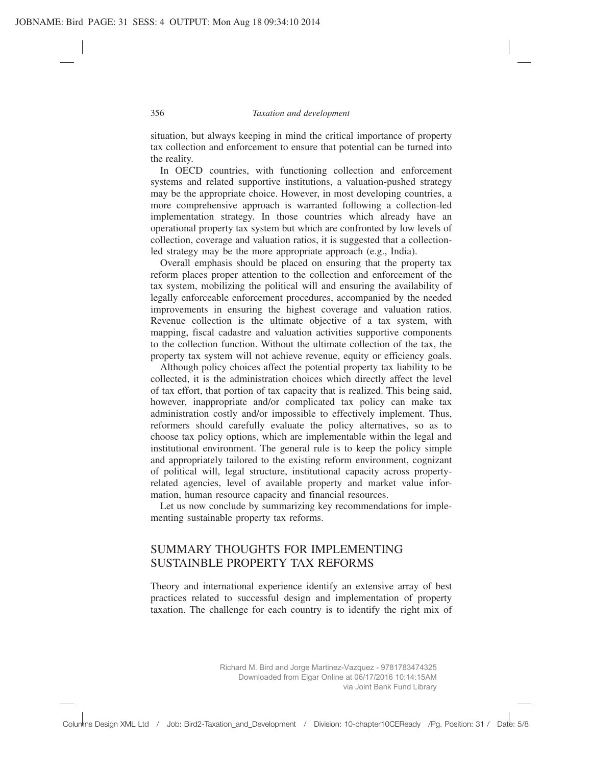situation, but always keeping in mind the critical importance of property tax collection and enforcement to ensure that potential can be turned into the reality.

In OECD countries, with functioning collection and enforcement systems and related supportive institutions, a valuation-pushed strategy may be the appropriate choice. However, in most developing countries, a more comprehensive approach is warranted following a collection-led implementation strategy. In those countries which already have an operational property tax system but which are confronted by low levels of collection, coverage and valuation ratios, it is suggested that a collection-led strategy may be the more appropriate approach (e.g., India).

Overall emphasis should be placed on ensuring that the property tax reform places proper attention to the collection and enforcement of the tax system, mobilizing the political will and ensuring the availability of legally enforceable enforcement procedures, accompanied by the needed improvements in ensuring the highest coverage and valuation ratios. Revenue collection is the ultimate objective of a tax system, with mapping, fiscal cadastre and valuation activities supportive components to the collection function. Without the ultimate collection of the tax, the property tax system will not achieve revenue, equity or efficiency goals.

Although policy choices affect the potential property tax liability to be collected, it is the administration choices which directly affect the level of tax effort, that portion of tax capacity that is realized. This being said, however, inappropriate and/or complicated tax policy can make tax administration costly and/or impossible to effectively implement. Thus, reformers should carefully evaluate the policy alternatives, so as to choose tax policy options, which are implementable within the legal and institutional environment. The general rule is to keep the policy simple and appropriately tailored to the existing reform environment, cognizant of political will, legal structure, institutional capacity across property-related agencies, level of available property and market value information, human resource capacity and financial resources.

Let us now conclude by summarizing key recommendations for implementing sustainable property tax reforms.

## SUMMARY THOUGHTS FOR IMPLEMENTING SUSTAINBLE PROPERTY TAX REFORMS

Theory and international experience identify an extensive array of best practices related to successful design and implementation of property taxation. The challenge for each country is to identify the right mix of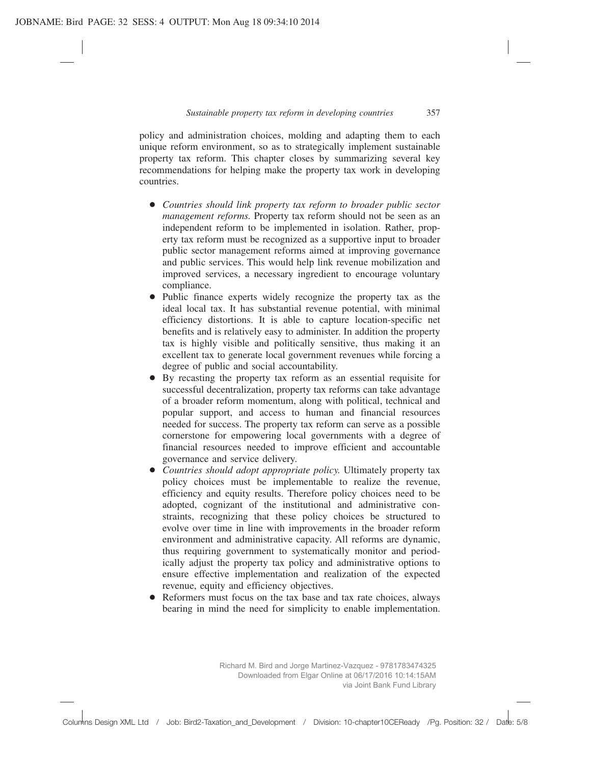policy and administration choices, molding and adapting them to each unique reform environment, so as to strategically implement sustainable property tax reform. This chapter closes by summarizing several key recommendations for helping make the property tax work in developing countries.

- *Countries should link property tax reform to broader public sector management reforms.* Property tax reform should not be seen as an independent reform to be implemented in isolation. Rather, property tax reform must be recognized as a supportive input to broader public sector management reforms aimed at improving governance and public services. This would help link revenue mobilization and improved services, a necessary ingredient to encourage voluntary compliance.
- Public finance experts widely recognize the property tax as the ideal local tax. It has substantial revenue potential, with minimal efficiency distortions. It is able to capture location-specific net benefits and is relatively easy to administer. In addition the property tax is highly visible and politically sensitive, thus making it an excellent tax to generate local government revenues while forcing a degree of public and social accountability.
- By recasting the property tax reform as an essential requisite for successful decentralization, property tax reforms can take advantage of a broader reform momentum, along with political, technical and popular support, and access to human and financial resources needed for success. The property tax reform can serve as a possible cornerstone for empowering local governments with a degree of financial resources needed to improve efficient and accountable governance and service delivery.
- *Countries should adopt appropriate policy.* Ultimately property tax policy choices must be implementable to realize the revenue, efficiency and equity results. Therefore policy choices need to be adopted, cognizant of the institutional and administrative constraints, recognizing that these policy choices be structured to evolve over time in line with improvements in the broader reform environment and administrative capacity. All reforms are dynamic, thus requiring government to systematically monitor and periodically adjust the property tax policy and administrative options to ensure effective implementation and realization of the expected revenue, equity and efficiency objectives.
- Reformers must focus on the tax base and tax rate choices, always bearing in mind the need for simplicity to enable implementation.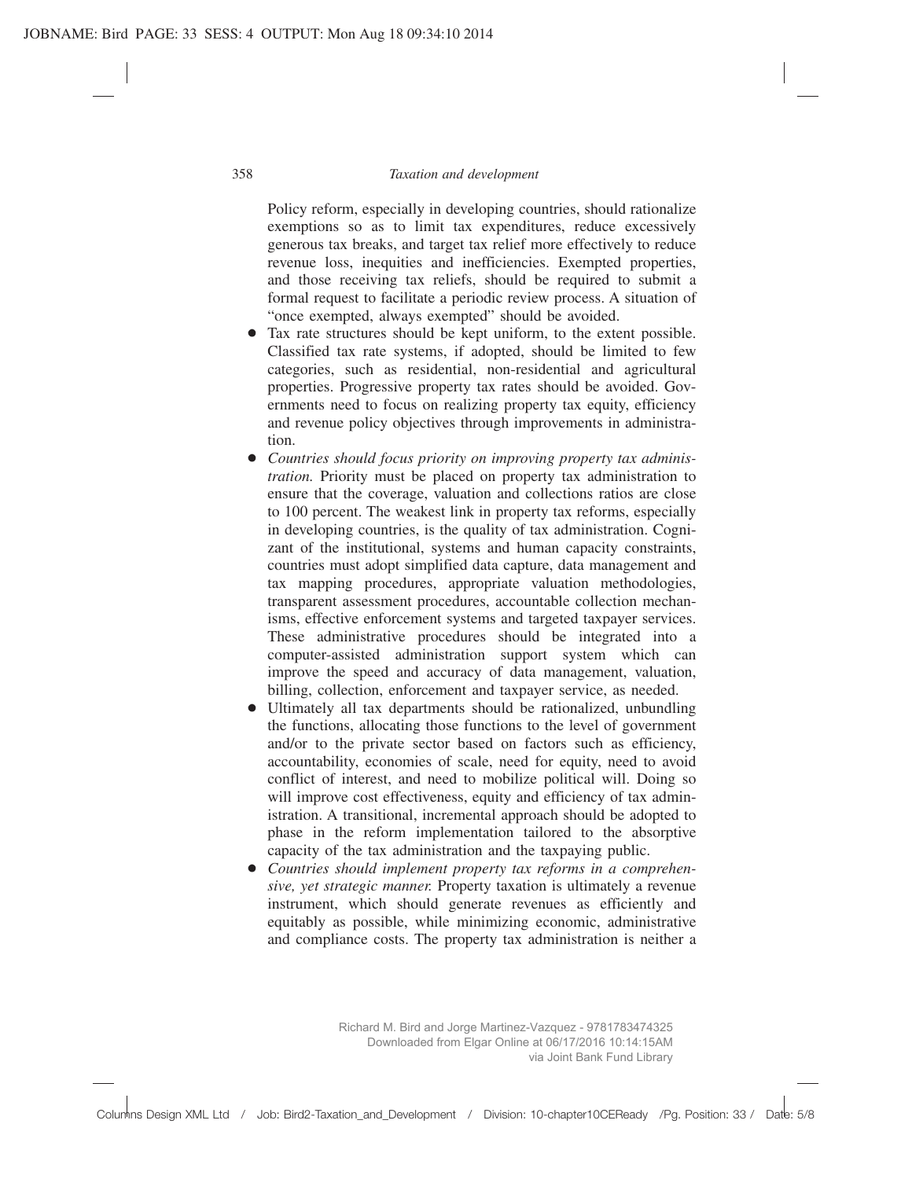Policy reform, especially in developing countries, should rationalize exemptions so as to limit tax expenditures, reduce excessively generous tax breaks, and target tax relief more effectively to reduce revenue loss, inequities and inefficiencies. Exempted properties, and those receiving tax reliefs, should be required to submit a formal request to facilitate a periodic review process. A situation of "once exempted, always exempted" should be avoided.

- Tax rate structures should be kept uniform, to the extent possible. Classified tax rate systems, if adopted, should be limited to few categories, such as residential, non-residential and agricultural properties. Progressive property tax rates should be avoided. Governments need to focus on realizing property tax equity, efficiency and revenue policy objectives through improvements in administration.
- *Countries should focus priority on improving property tax administration.* Priority must be placed on property tax administration to ensure that the coverage, valuation and collections ratios are close to 100 percent. The weakest link in property tax reforms, especially in developing countries, is the quality of tax administration. Cognizant of the institutional, systems and human capacity constraints, countries must adopt simplified data capture, data management and tax mapping procedures, appropriate valuation methodologies, transparent assessment procedures, accountable collection mechanisms, effective enforcement systems and targeted taxpayer services. These administrative procedures should be integrated into a computer-assisted administration support system which can improve the speed and accuracy of data management, valuation, billing, collection, enforcement and taxpayer service, as needed.
- Ultimately all tax departments should be rationalized, unbundling the functions, allocating those functions to the level of government and/or to the private sector based on factors such as efficiency, accountability, economies of scale, need for equity, need to avoid conflict of interest, and need to mobilize political will. Doing so will improve cost effectiveness, equity and efficiency of tax administration. A transitional, incremental approach should be adopted to phase in the reform implementation tailored to the absorptive capacity of the tax administration and the taxpaying public.
- *Countries should implement property tax reforms in a comprehensive, yet strategic manner.* Property taxation is ultimately a revenue instrument, which should generate revenues as efficiently and equitably as possible, while minimizing economic, administrative and compliance costs. The property tax administration is neither a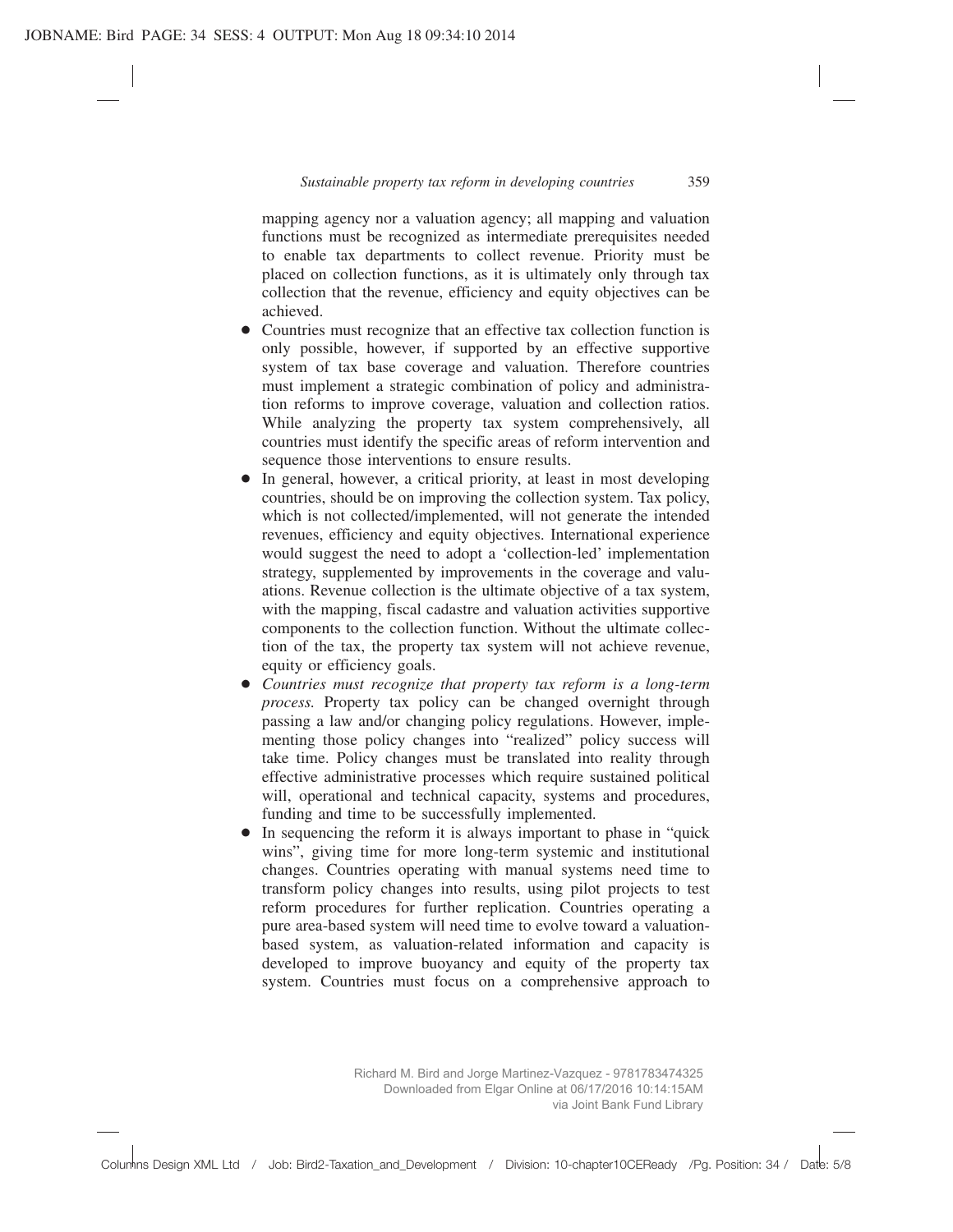mapping agency nor a valuation agency; all mapping and valuation functions must be recognized as intermediate prerequisites needed to enable tax departments to collect revenue. Priority must be placed on collection functions, as it is ultimately only through tax collection that the revenue, efficiency and equity objectives can be achieved.

- Countries must recognize that an effective tax collection function is only possible, however, if supported by an effective supportive system of tax base coverage and valuation. Therefore countries must implement a strategic combination of policy and administration reforms to improve coverage, valuation and collection ratios. While analyzing the property tax system comprehensively, all countries must identify the specific areas of reform intervention and sequence those interventions to ensure results.
- In general, however, a critical priority, at least in most developing countries, should be on improving the collection system. Tax policy, which is not collected/implemented, will not generate the intended revenues, efficiency and equity objectives. International experience would suggest the need to adopt a 'collection-led' implementation strategy, supplemented by improvements in the coverage and valuations. Revenue collection is the ultimate objective of a tax system, with the mapping, fiscal cadastre and valuation activities supportive components to the collection function. Without the ultimate collection of the tax, the property tax system will not achieve revenue, equity or efficiency goals.
- *Countries must recognize that property tax reform is a long-term process.* Property tax policy can be changed overnight through passing a law and/or changing policy regulations. However, implementing those policy changes into "realized" policy success will take time. Policy changes must be translated into reality through effective administrative processes which require sustained political will, operational and technical capacity, systems and procedures, funding and time to be successfully implemented.
- In sequencing the reform it is always important to phase in "quick wins", giving time for more long-term systemic and institutional changes. Countries operating with manual systems need time to transform policy changes into results, using pilot projects to test reform procedures for further replication. Countries operating a pure area-based system will need time to evolve toward a valuation-based system, as valuation-related information and capacity is developed to improve buoyancy and equity of the property tax system. Countries must focus on a comprehensive approach to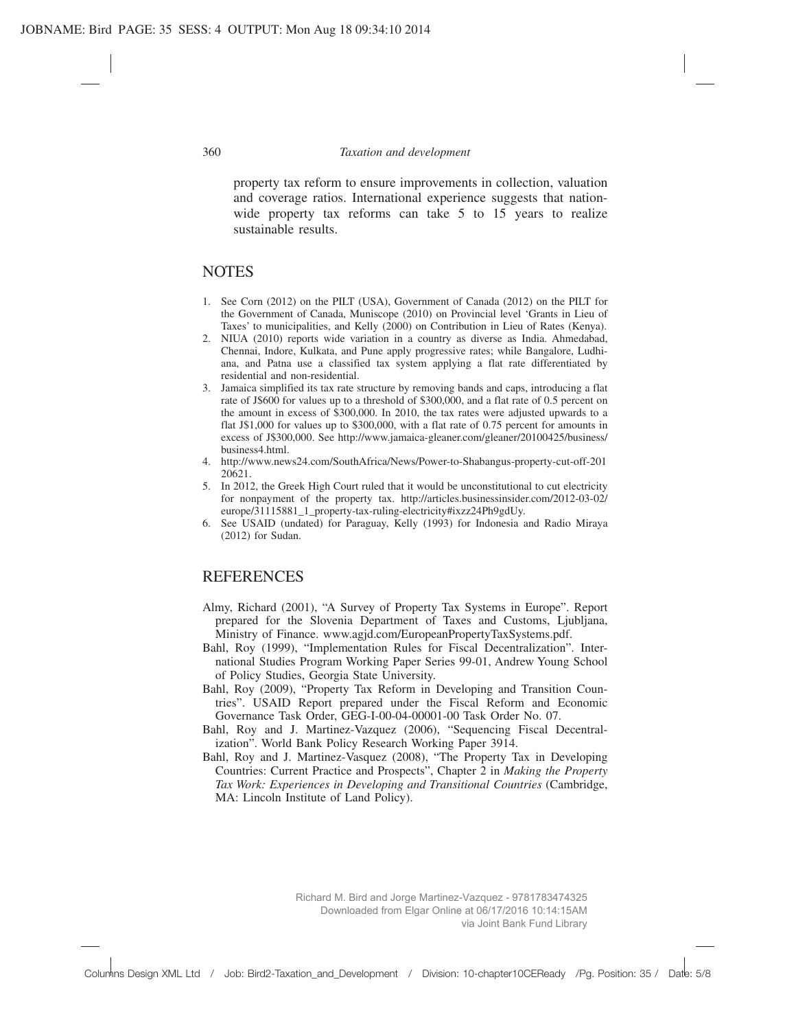property tax reform to ensure improvements in collection, valuation and coverage ratios. International experience suggests that nationwide property tax reforms can take 5 to 15 years to realize sustainable results.

## NOTES

1. See Corn (2012) on the PILT (USA), Government of Canada (2012) on the PILT for the Government of Canada, Muniscope (2010) on Provincial level 'Grants in Lieu of Taxes' to municipalities, and Kelly (2000) on Contribution in Lieu of Rates (Kenya).
2. NIUA (2010) reports wide variation in a country as diverse as India. Ahmedabad, Chennai, Indore, Kulkata, and Pune apply progressive rates; while Bangalore, Ludhiana, and Patna use a classified tax system applying a flat rate differentiated by residential and non-residential.
3. Jamaica simplified its tax rate structure by removing bands and caps, introducing a flat rate of J$600 for values up to a threshold of $300,000, and a flat rate of 0.5 percent on the amount in excess of $300,000. In 2010, the tax rates were adjusted upwards to a flat J$1,000 for values up to $300,000, with a flat rate of 0.75 percent for amounts in excess of J$300,000. See http://www.jamaica-gleaner.com/gleaner/20100425/business/business4.html.
4. http://www.news24.com/SouthAfrica/News/Power-to-Shabangus-property-cut-off-20120621.
5. In 2012, the Greek High Court ruled that it would be unconstitutional to cut electricity for nonpayment of the property tax. http://articles.businessinsider.com/2012-03-02/europe/31115881_1_property-tax-ruling-electricity#ixzz24Ph9gdUy.
6. See USAID (undated) for Paraguay, Kelly (1993) for Indonesia and Radio Miraya (2012) for Sudan.

## REFERENCES

Almy, Richard (2001), "A Survey of Property Tax Systems in Europe". Report prepared for the Slovenia Department of Taxes and Customs, Ljubljana, Ministry of Finance. www.agjd.com/EuropeanPropertyTaxSystems.pdf.

Bahl, Roy (1999), "Implementation Rules for Fiscal Decentralization". International Studies Program Working Paper Series 99-01, Andrew Young School of Policy Studies, Georgia State University.

Bahl, Roy (2009), "Property Tax Reform in Developing and Transition Countries". USAID Report prepared under the Fiscal Reform and Economic Governance Task Order, GEG-I-00-04-00001-00 Task Order No. 07.

Bahl, Roy and J. Martinez-Vazquez (2006), "Sequencing Fiscal Decentralization". World Bank Policy Research Working Paper 3914.

Bahl, Roy and J. Martinez-Vasquez (2008), "The Property Tax in Developing Countries: Current Practice and Prospects", Chapter 2 in *Making the Property Tax Work: Experiences in Developing and Transitional Countries* (Cambridge, MA: Lincoln Institute of Land Policy).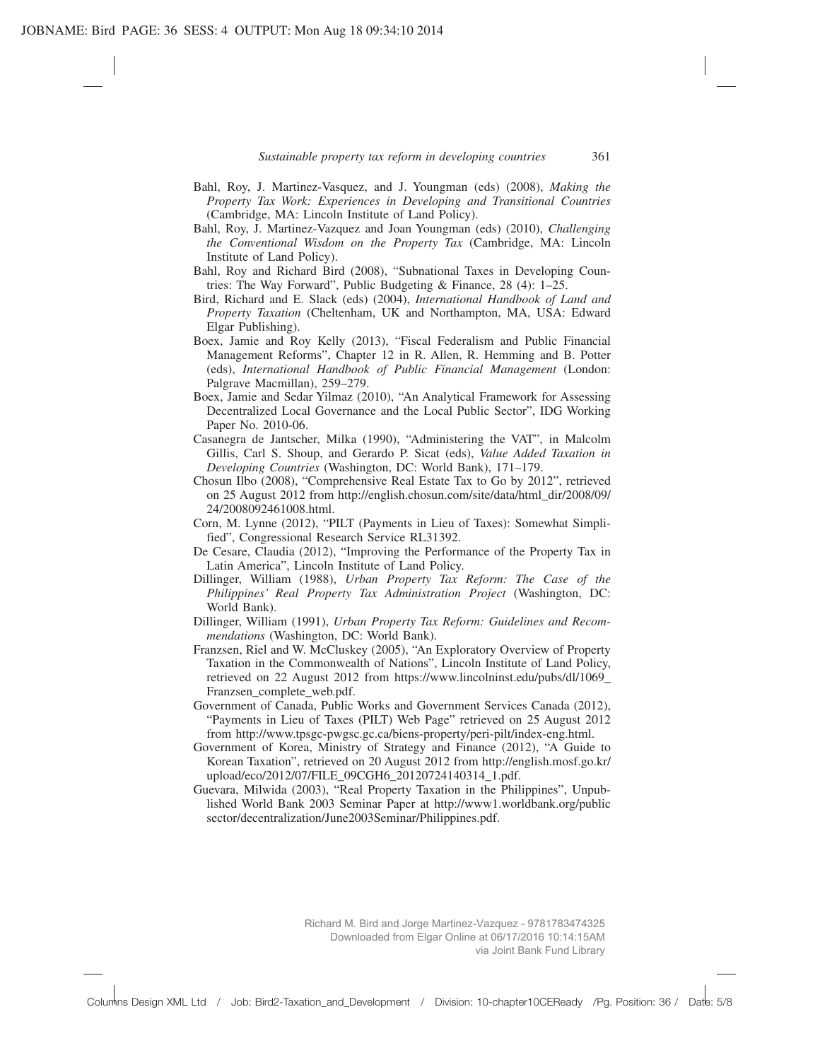Bahl, Roy, J. Martinez-Vasquez, and J. Youngman (eds) (2008), *Making the Property Tax Work: Experiences in Developing and Transitional Countries* (Cambridge, MA: Lincoln Institute of Land Policy).

Bahl, Roy, J. Martinez-Vazquez and Joan Youngman (eds) (2010), *Challenging the Conventional Wisdom on the Property Tax* (Cambridge, MA: Lincoln Institute of Land Policy).

Bahl, Roy and Richard Bird (2008), "Subnational Taxes in Developing Countries: The Way Forward", Public Budgeting & Finance, 28 (4): 1–25.

Bird, Richard and E. Slack (eds) (2004), *International Handbook of Land and Property Taxation* (Cheltenham, UK and Northampton, MA, USA: Edward Elgar Publishing).

Boex, Jamie and Roy Kelly (2013), "Fiscal Federalism and Public Financial Management Reforms", Chapter 12 in R. Allen, R. Hemming and B. Potter (eds), *International Handbook of Public Financial Management* (London: Palgrave Macmillan), 259–279.

Boex, Jamie and Sedar Yilmaz (2010), "An Analytical Framework for Assessing Decentralized Local Governance and the Local Public Sector", IDG Working Paper No. 2010-06.

Casanegra de Jantscher, Milka (1990), "Administering the VAT", in Malcolm Gillis, Carl S. Shoup, and Gerardo P. Sicat (eds), *Value Added Taxation in Developing Countries* (Washington, DC: World Bank), 171–179.

Chosun Ilbo (2008), "Comprehensive Real Estate Tax to Go by 2012", retrieved on 25 August 2012 from http://english.chosun.com/site/data/html_dir/2008/09/24/2008092461008.html.

Corn, M. Lynne (2012), "PILT (Payments in Lieu of Taxes): Somewhat Simplified", Congressional Research Service RL31392.

De Cesare, Claudia (2012), "Improving the Performance of the Property Tax in Latin America", Lincoln Institute of Land Policy.

Dillinger, William (1988), *Urban Property Tax Reform: The Case of the Philippines' Real Property Tax Administration Project* (Washington, DC: World Bank).

Dillinger, William (1991), *Urban Property Tax Reform: Guidelines and Recommendations* (Washington, DC: World Bank).

Franzsen, Riel and W. McCluskey (2005), "An Exploratory Overview of Property Taxation in the Commonwealth of Nations", Lincoln Institute of Land Policy, retrieved on 22 August 2012 from https://www.lincolninst.edu/pubs/dl/1069_Franzsen_complete_web.pdf.

Government of Canada, Public Works and Government Services Canada (2012), "Payments in Lieu of Taxes (PILT) Web Page" retrieved on 25 August 2012 from http://www.tpsgc-pwgsc.gc.ca/biens-property/peri-pilt/index-eng.html.

Government of Korea, Ministry of Strategy and Finance (2012), "A Guide to Korean Taxation", retrieved on 20 August 2012 from http://english.mosf.go.kr/upload/eco/2012/07/FILE_09CGH6_20120724140314_1.pdf.

Guevara, Milwida (2003), "Real Property Taxation in the Philippines", Unpublished World Bank 2003 Seminar Paper at http://www1.worldbank.org/publicsector/decentralization/June2003Seminar/Philippines.pdf.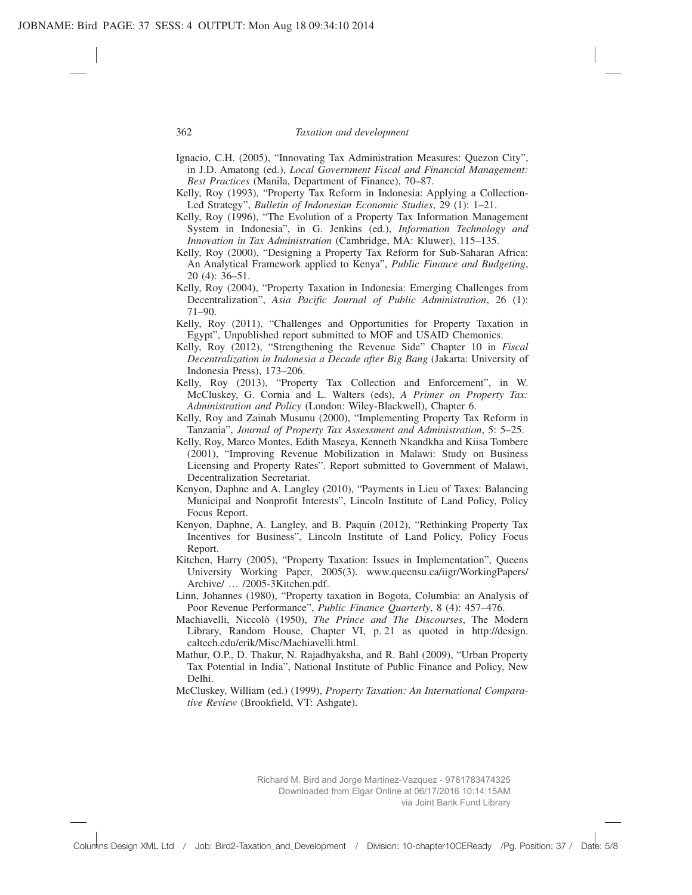Ignacio, C.H. (2005), "Innovating Tax Administration Measures: Quezon City", in J.D. Amatong (ed.), *Local Government Fiscal and Financial Management: Best Practices* (Manila, Department of Finance), 70–87.

Kelly, Roy (1993), "Property Tax Reform in Indonesia: Applying a Collection-Led Strategy", *Bulletin of Indonesian Economic Studies*, 29 (1): 1–21.

Kelly, Roy (1996), "The Evolution of a Property Tax Information Management System in Indonesia", in G. Jenkins (ed.), *Information Technology and Innovation in Tax Administration* (Cambridge, MA: Kluwer), 115–135.

Kelly, Roy (2000), "Designing a Property Tax Reform for Sub-Saharan Africa: An Analytical Framework applied to Kenya", *Public Finance and Budgeting*, 20 (4): 36–51.

Kelly, Roy (2004), "Property Taxation in Indonesia: Emerging Challenges from Decentralization", *Asia Pacific Journal of Public Administration*, 26 (1): 71–90.

Kelly, Roy (2011), "Challenges and Opportunities for Property Taxation in Egypt", Unpublished report submitted to MOF and USAID Chemonics.

Kelly, Roy (2012), "Strengthening the Revenue Side" Chapter 10 in *Fiscal Decentralization in Indonesia a Decade after Big Bang* (Jakarta: University of Indonesia Press), 173–206.

Kelly, Roy (2013), "Property Tax Collection and Enforcement", in W. McCluskey, G. Cornia and L. Walters (eds), *A Primer on Property Tax: Administration and Policy* (London: Wiley-Blackwell), Chapter 6.

Kelly, Roy and Zainab Musunu (2000), "Implementing Property Tax Reform in Tanzania", *Journal of Property Tax Assessment and Administration*, 5: 5–25.

Kelly, Roy, Marco Montes, Edith Maseya, Kenneth Nkandkha and Kiisa Tombere (2001), "Improving Revenue Mobilization in Malawi: Study on Business Licensing and Property Rates". Report submitted to Government of Malawi, Decentralization Secretariat.

Kenyon, Daphne and A. Langley (2010), "Payments in Lieu of Taxes: Balancing Municipal and Nonprofit Interests", Lincoln Institute of Land Policy, Policy Focus Report.

Kenyon, Daphne, A. Langley, and B. Paquin (2012), "Rethinking Property Tax Incentives for Business", Lincoln Institute of Land Policy, Policy Focus Report.

Kitchen, Harry (2005), "Property Taxation: Issues in Implementation", Queens University Working Paper, 2005(3). www.queensu.ca/iigr/WorkingPapers/Archive/ … /2005-3Kitchen.pdf.

Linn, Johannes (1980), "Property taxation in Bogota, Columbia: an Analysis of Poor Revenue Performance", *Public Finance Quarterly*, 8 (4): 457–476.

Machiavelli, Niccolò (1950), *The Prince and The Discourses*, The Modern Library, Random House, Chapter VI, p. 21 as quoted in http://design.caltech.edu/erik/Misc/Machiavelli.html.

Mathur, O.P., D. Thakur, N. Rajadhyaksha, and R. Bahl (2009), "Urban Property Tax Potential in India", National Institute of Public Finance and Policy, New Delhi.

McCluskey, William (ed.) (1999), *Property Taxation: An International Comparative Review* (Brookfield, VT: Ashgate).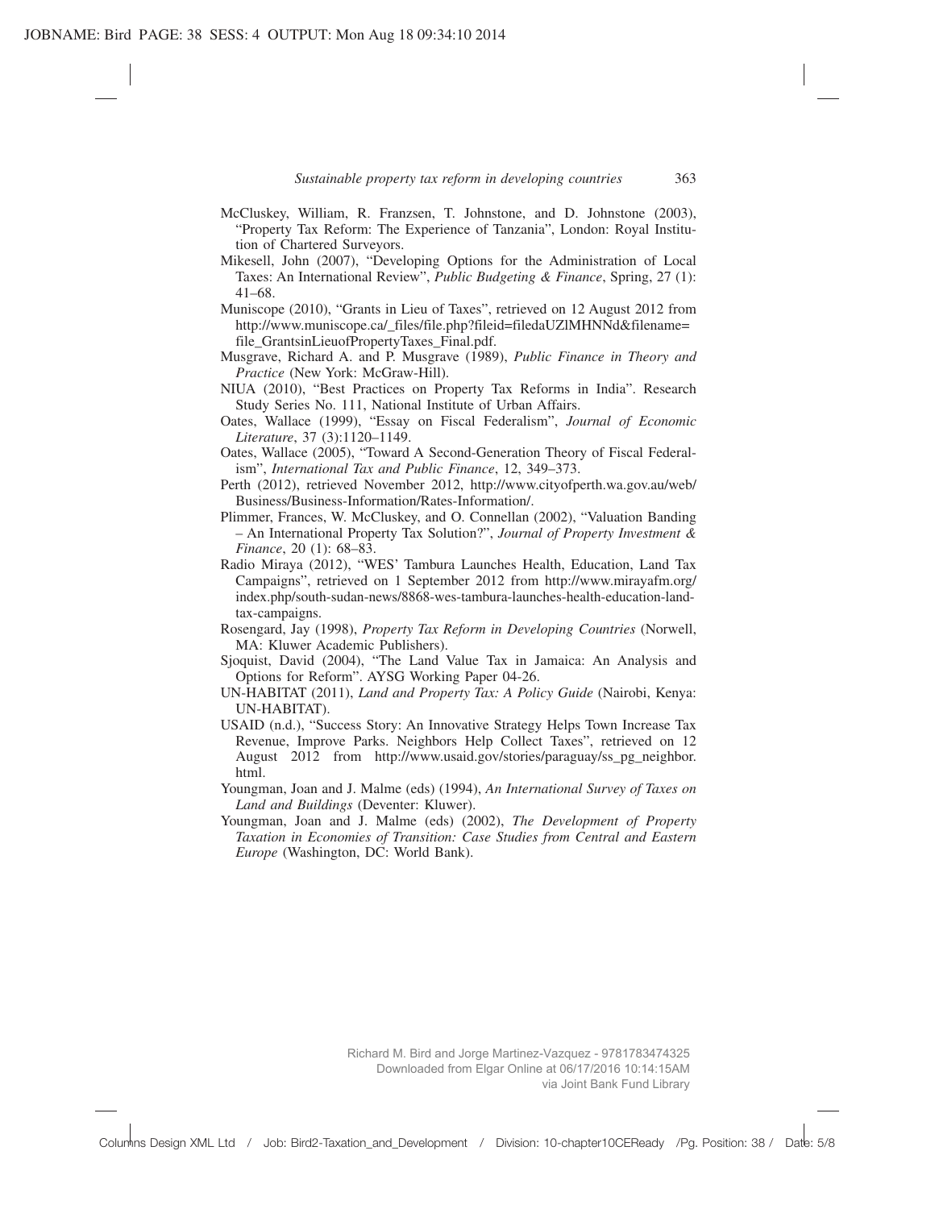McCluskey, William, R. Franzsen, T. Johnstone, and D. Johnstone (2003), "Property Tax Reform: The Experience of Tanzania", London: Royal Institution of Chartered Surveyors.

Mikesell, John (2007), "Developing Options for the Administration of Local Taxes: An International Review", *Public Budgeting & Finance*, Spring, 27 (1): 41–68.

Muniscope (2010), "Grants in Lieu of Taxes", retrieved on 12 August 2012 from http://www.muniscope.ca/_files/file.php?fileid=filedaUZlMHNNd&filename=file_GrantsinLieuofPropertyTaxes_Final.pdf.

Musgrave, Richard A. and P. Musgrave (1989), *Public Finance in Theory and Practice* (New York: McGraw-Hill).

NIUA (2010), "Best Practices on Property Tax Reforms in India". Research Study Series No. 111, National Institute of Urban Affairs.

Oates, Wallace (1999), "Essay on Fiscal Federalism", *Journal of Economic Literature*, 37 (3):1120–1149.

Oates, Wallace (2005), "Toward A Second-Generation Theory of Fiscal Federalism", *International Tax and Public Finance*, 12, 349–373.

Perth (2012), retrieved November 2012, http://www.cityofperth.wa.gov.au/web/Business/Business-Information/Rates-Information/.

Plimmer, Frances, W. McCluskey, and O. Connellan (2002), "Valuation Banding – An International Property Tax Solution?", *Journal of Property Investment & Finance*, 20 (1): 68–83.

Radio Miraya (2012), "WES' Tambura Launches Health, Education, Land Tax Campaigns", retrieved on 1 September 2012 from http://www.mirayafm.org/index.php/south-sudan-news/8868-wes-tambura-launches-health-education-land-tax-campaigns.

Rosengard, Jay (1998), *Property Tax Reform in Developing Countries* (Norwell, MA: Kluwer Academic Publishers).

Sjoquist, David (2004), "The Land Value Tax in Jamaica: An Analysis and Options for Reform". AYSG Working Paper 04-26.

UN-HABITAT (2011), *Land and Property Tax: A Policy Guide* (Nairobi, Kenya: UN-HABITAT).

USAID (n.d.), "Success Story: An Innovative Strategy Helps Town Increase Tax Revenue, Improve Parks. Neighbors Help Collect Taxes", retrieved on 12 August 2012 from http://www.usaid.gov/stories/paraguay/ss_pg_neighbor.html.

Youngman, Joan and J. Malme (eds) (1994), *An International Survey of Taxes on Land and Buildings* (Deventer: Kluwer).

Youngman, Joan and J. Malme (eds) (2002), *The Development of Property Taxation in Economies of Transition: Case Studies from Central and Eastern Europe* (Washington, DC: World Bank).